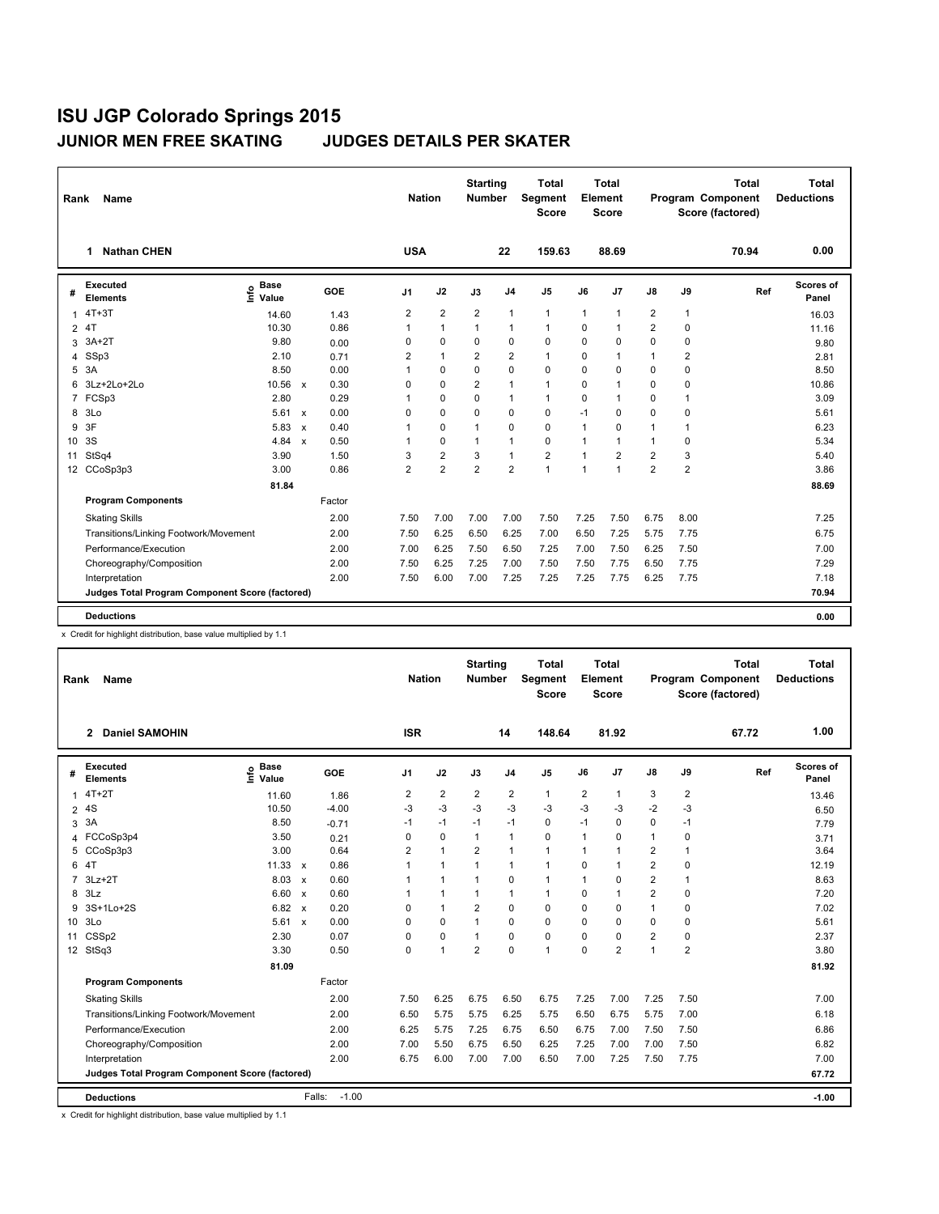# ISU JGP Colorado Springs 2015

## JUNIOR MEN FREE SKATING JUDGES DETAILS PER SKATER

| Rank | Name | Nation | Starting Number | Total Segment Score | Total Element Score | Total Program Component Score (factored) | Total Deductions |
|---|---|---|---|---|---|---|---|
| 1 | Nathan CHEN | USA | 22 | 159.63 | 88.69 | 70.94 | 0.00 |

| # | Executed Elements | Info | Base Value | | GOE | J1 | J2 | J3 | J4 | J5 | J6 | J7 | J8 | J9 | Ref | Scores of Panel |
|---|---|---|---|---|---|---|---|---|---|---|---|---|---|---|---|---|
| 1 | 4T+3T | | 14.60 | | 1.43 | 2 | 2 | 2 | 1 | 1 | 1 | 1 | 2 | 1 | | 16.03 |
| 2 | 4T | | 10.30 | | 0.86 | 1 | 1 | 1 | 1 | 1 | 0 | 1 | 2 | 0 | | 11.16 |
| 3 | 3A+2T | | 9.80 | | 0.00 | 0 | 0 | 0 | 0 | 0 | 0 | 0 | 0 | 0 | | 9.80 |
| 4 | SSp3 | | 2.10 | | 0.71 | 2 | 1 | 2 | 2 | 1 | 0 | 1 | 1 | 2 | | 2.81 |
| 5 | 3A | | 8.50 | | 0.00 | 1 | 0 | 0 | 0 | 0 | 0 | 0 | 0 | 0 | | 8.50 |
| 6 | 3Lz+2Lo+2Lo | | 10.56 | x | 0.30 | 0 | 0 | 2 | 1 | 1 | 0 | 1 | 0 | 0 | | 10.86 |
| 7 | FCSp3 | | 2.80 | | 0.29 | 1 | 0 | 0 | 1 | 1 | 0 | 1 | 0 | 1 | | 3.09 |
| 8 | 3Lo | | 5.61 | x | 0.00 | 0 | 0 | 0 | 0 | 0 | -1 | 0 | 0 | 0 | | 5.61 |
| 9 | 3F | | 5.83 | x | 0.40 | 1 | 0 | 1 | 0 | 0 | 1 | 0 | 1 | 1 | | 6.23 |
| 10 | 3S | | 4.84 | x | 0.50 | 1 | 0 | 1 | 1 | 0 | 1 | 1 | 1 | 0 | | 5.34 |
| 11 | StSq4 | | 3.90 | | 1.50 | 3 | 2 | 3 | 1 | 2 | 1 | 2 | 2 | 3 | | 5.40 |
| 12 | CCoSp3p3 | | 3.00 | | 0.86 | 2 | 2 | 2 | 2 | 1 | 1 | 1 | 2 | 2 | | 3.86 |
| | | | 81.84 | | | | | | | | | | | | | 88.69 |

| Program Components | Factor | J1 | J2 | J3 | J4 | J5 | J6 | J7 | J8 | J9 | Ref | Scores of Panel |
|---|---|---|---|---|---|---|---|---|---|---|---|---|
| Skating Skills | 2.00 | 7.50 | 7.00 | 7.00 | 7.00 | 7.50 | 7.25 | 7.50 | 6.75 | 8.00 | | 7.25 |
| Transitions/Linking Footwork/Movement | 2.00 | 7.50 | 6.25 | 6.50 | 6.25 | 7.00 | 6.50 | 7.25 | 5.75 | 7.75 | | 6.75 |
| Performance/Execution | 2.00 | 7.00 | 6.25 | 7.50 | 6.50 | 7.25 | 7.00 | 7.50 | 6.25 | 7.50 | | 7.00 |
| Choreography/Composition | 2.00 | 7.50 | 6.25 | 7.25 | 7.00 | 7.50 | 7.50 | 7.75 | 6.50 | 7.75 | | 7.29 |
| Interpretation | 2.00 | 7.50 | 6.00 | 7.00 | 7.25 | 7.25 | 7.25 | 7.75 | 6.25 | 7.75 | | 7.18 |
| **Judges Total Program Component Score (factored)** | | | | | | | | | | | | **70.94** |

| **Deductions** | | **0.00** |
|---|---|---|

x Credit for highlight distribution, base value multiplied by 1.1

| Rank | Name | Nation | Starting Number | Total Segment Score | Total Element Score | Total Program Component Score (factored) | Total Deductions |
|---|---|---|---|---|---|---|---|
| 2 | Daniel SAMOHIN | ISR | 14 | 148.64 | 81.92 | 67.72 | 1.00 |

| # | Executed Elements | Info | Base Value | | GOE | J1 | J2 | J3 | J4 | J5 | J6 | J7 | J8 | J9 | Ref | Scores of Panel |
|---|---|---|---|---|---|---|---|---|---|---|---|---|---|---|---|---|
| 1 | 4T+2T | | 11.60 | | 1.86 | 2 | 2 | 2 | 2 | 1 | 2 | 1 | 3 | 2 | | 13.46 |
| 2 | 4S | | 10.50 | | -4.00 | -3 | -3 | -3 | -3 | -3 | -3 | -3 | -2 | -3 | | 6.50 |
| 3 | 3A | | 8.50 | | -0.71 | -1 | -1 | -1 | -1 | 0 | -1 | 0 | 0 | -1 | | 7.79 |
| 4 | FCCoSp3p4 | | 3.50 | | 0.21 | 0 | 0 | 1 | 1 | 0 | 1 | 0 | 1 | 0 | | 3.71 |
| 5 | CCoSp3p3 | | 3.00 | | 0.64 | 2 | 1 | 2 | 1 | 1 | 1 | 1 | 2 | 1 | | 3.64 |
| 6 | 4T | | 11.33 | x | 0.86 | 1 | 1 | 1 | 1 | 1 | 0 | 1 | 2 | 0 | | 12.19 |
| 7 | 3Lz+2T | | 8.03 | x | 0.60 | 1 | 1 | 1 | 0 | 1 | 1 | 0 | 2 | 1 | | 8.63 |
| 8 | 3Lz | | 6.60 | x | 0.60 | 1 | 1 | 1 | 1 | 1 | 0 | 1 | 2 | 0 | | 7.20 |
| 9 | 3S+1Lo+2S | | 6.82 | x | 0.20 | 0 | 1 | 2 | 0 | 0 | 0 | 0 | 1 | 0 | | 7.02 |
| 10 | 3Lo | | 5.61 | x | 0.00 | 0 | 0 | 1 | 0 | 0 | 0 | 0 | 0 | 0 | | 5.61 |
| 11 | CSSp2 | | 2.30 | | 0.07 | 0 | 0 | 1 | 0 | 0 | 0 | 0 | 2 | 0 | | 2.37 |
| 12 | StSq3 | | 3.30 | | 0.50 | 0 | 1 | 2 | 0 | 1 | 0 | 2 | 1 | 2 | | 3.80 |
| | | | 81.09 | | | | | | | | | | | | | 81.92 |

| Program Components | Factor | J1 | J2 | J3 | J4 | J5 | J6 | J7 | J8 | J9 | Ref | Scores of Panel |
|---|---|---|---|---|---|---|---|---|---|---|---|---|
| Skating Skills | 2.00 | 7.50 | 6.25 | 6.75 | 6.50 | 6.75 | 7.25 | 7.00 | 7.25 | 7.50 | | 7.00 |
| Transitions/Linking Footwork/Movement | 2.00 | 6.50 | 5.75 | 5.75 | 6.25 | 5.75 | 6.50 | 6.75 | 5.75 | 7.00 | | 6.18 |
| Performance/Execution | 2.00 | 6.25 | 5.75 | 7.25 | 6.75 | 6.50 | 6.75 | 7.00 | 7.50 | 7.50 | | 6.86 |
| Choreography/Composition | 2.00 | 7.00 | 5.50 | 6.75 | 6.50 | 6.25 | 7.25 | 7.00 | 7.00 | 7.50 | | 6.82 |
| Interpretation | 2.00 | 6.75 | 6.00 | 7.00 | 7.00 | 6.50 | 7.00 | 7.25 | 7.50 | 7.75 | | 7.00 |
| **Judges Total Program Component Score (factored)** | | | | | | | | | | | | **67.72** |

| **Deductions** | Falls: -1.00 | **-1.00** |
|---|---|---|

x Credit for highlight distribution, base value multiplied by 1.1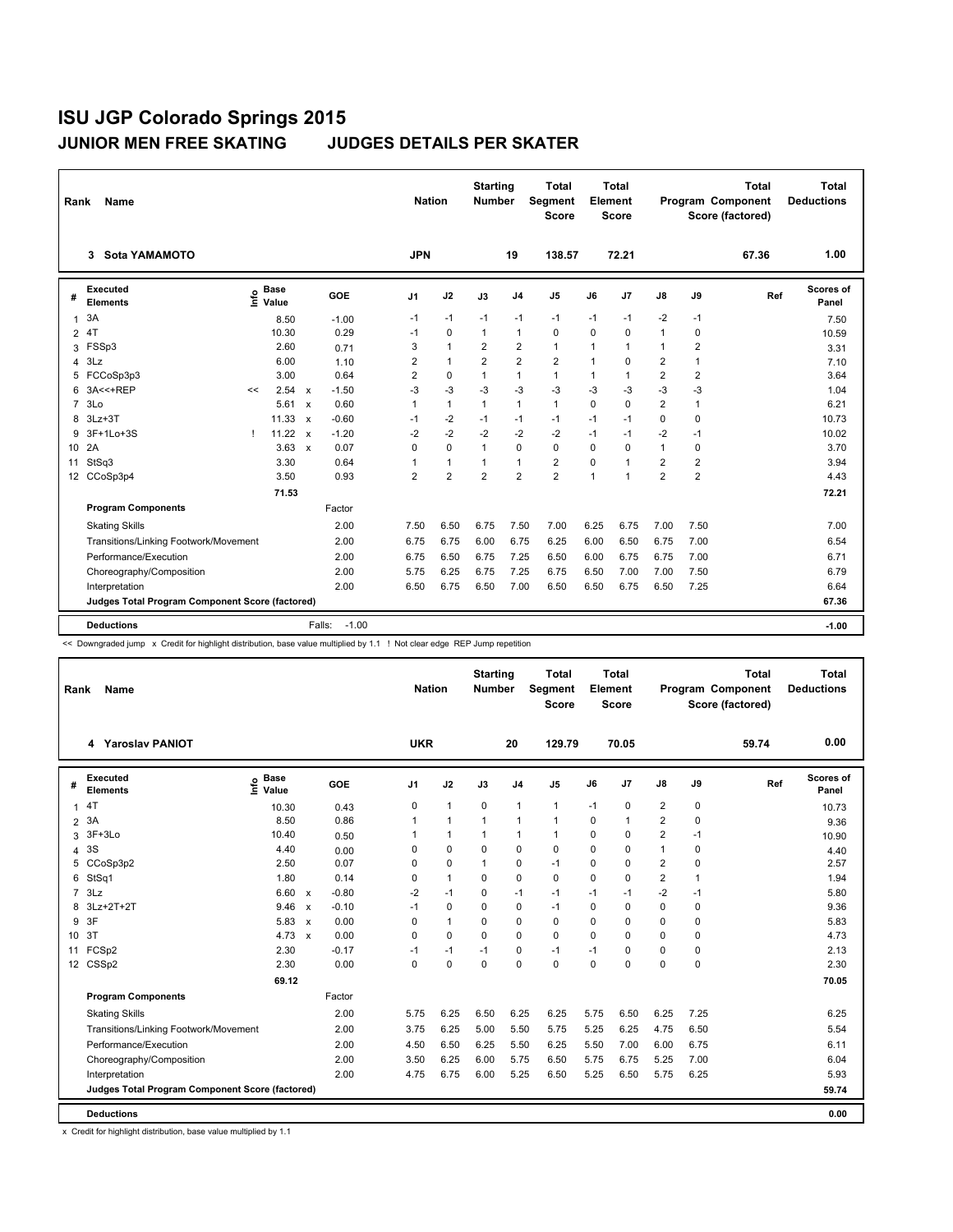# ISU JGP Colorado Springs 2015

## JUNIOR MEN FREE SKATING JUDGES DETAILS PER SKATER

| Rank | Name | Nation | Starting Number | Total Segment Score | Total Element Score | Total Program Component Score (factored) | Total Deductions |
|---|---|---|---|---|---|---|---|
| 3 | Sota YAMAMOTO | JPN | 19 | 138.57 | 72.21 | 67.36 | 1.00 |

| # | Executed Elements | Info | Base Value | | GOE | J1 | J2 | J3 | J4 | J5 | J6 | J7 | J8 | J9 | Ref | Scores of Panel |
|---|---|---|---|---|---|---|---|---|---|---|---|---|---|---|---|---|
| 1 | 3A | | 8.50 | | -1.00 | -1 | -1 | -1 | -1 | -1 | -1 | -1 | -2 | -1 | | 7.50 |
| 2 | 4T | | 10.30 | | 0.29 | -1 | 0 | 1 | 1 | 0 | 0 | 0 | 1 | 0 | | 10.59 |
| 3 | FSSp3 | | 2.60 | | 0.71 | 3 | 1 | 2 | 2 | 1 | 1 | 1 | 1 | 2 | | 3.31 |
| 4 | 3Lz | | 6.00 | | 1.10 | 2 | 1 | 2 | 2 | 2 | 1 | 0 | 2 | 1 | | 7.10 |
| 5 | FCCoSp3p3 | | 3.00 | | 0.64 | 2 | 0 | 1 | 1 | 1 | 1 | 1 | 2 | 2 | | 3.64 |
| 6 | 3A<<+REP | << | 2.54 | x | -1.50 | -3 | -3 | -3 | -3 | -3 | -3 | -3 | -3 | -3 | | 1.04 |
| 7 | 3Lo | | 5.61 | x | 0.60 | 1 | 1 | 1 | 1 | 1 | 0 | 0 | 2 | 1 | | 6.21 |
| 8 | 3Lz+3T | | 11.33 | x | -0.60 | -1 | -2 | -1 | -1 | -1 | -1 | -1 | 0 | 0 | | 10.73 |
| 9 | 3F+1Lo+3S | ! | 11.22 | x | -1.20 | -2 | -2 | -2 | -2 | -2 | -1 | -1 | -2 | -1 | | 10.02 |
| 10 | 2A | | 3.63 | x | 0.07 | 0 | 0 | 1 | 0 | 0 | 0 | 0 | 1 | 0 | | 3.70 |
| 11 | StSq3 | | 3.30 | | 0.64 | 1 | 1 | 1 | 1 | 2 | 0 | 1 | 2 | 2 | | 3.94 |
| 12 | CCoSp3p4 | | 3.50 | | 0.93 | 2 | 2 | 2 | 2 | 2 | 1 | 1 | 2 | 2 | | 4.43 |
| | | | 71.53 | | | | | | | | | | | | | 72.21 |

| Program Components | Factor | J1 | J2 | J3 | J4 | J5 | J6 | J7 | J8 | J9 | Scores of Panel |
|---|---|---|---|---|---|---|---|---|---|---|---|
| Skating Skills | 2.00 | 7.50 | 6.50 | 6.75 | 7.50 | 7.00 | 6.25 | 6.75 | 7.00 | 7.50 | 7.00 |
| Transitions/Linking Footwork/Movement | 2.00 | 6.75 | 6.75 | 6.00 | 6.75 | 6.25 | 6.00 | 6.50 | 6.75 | 7.00 | 6.54 |
| Performance/Execution | 2.00 | 6.75 | 6.50 | 6.75 | 7.25 | 6.50 | 6.00 | 6.75 | 6.75 | 7.00 | 6.71 |
| Choreography/Composition | 2.00 | 5.75 | 6.25 | 6.75 | 7.25 | 6.75 | 6.50 | 7.00 | 7.00 | 7.50 | 6.79 |
| Interpretation | 2.00 | 6.50 | 6.75 | 6.50 | 7.00 | 6.50 | 6.50 | 6.75 | 6.50 | 7.25 | 6.64 |
| Judges Total Program Component Score (factored) | | | | | | | | | | | 67.36 |

| Deductions | Falls: -1.00 | -1.00 |
|---|---|---|

<< Downgraded jump x Credit for highlight distribution, base value multiplied by 1.1 ! Not clear edge REP Jump repetition

| Rank | Name | Nation | Starting Number | Total Segment Score | Total Element Score | Total Program Component Score (factored) | Total Deductions |
|---|---|---|---|---|---|---|---|
| 4 | Yaroslav PANIOT | UKR | 20 | 129.79 | 70.05 | 59.74 | 0.00 |

| # | Executed Elements | Info | Base Value | | GOE | J1 | J2 | J3 | J4 | J5 | J6 | J7 | J8 | J9 | Ref | Scores of Panel |
|---|---|---|---|---|---|---|---|---|---|---|---|---|---|---|---|---|
| 1 | 4T | | 10.30 | | 0.43 | 0 | 1 | 0 | 1 | 1 | -1 | 0 | 2 | 0 | | 10.73 |
| 2 | 3A | | 8.50 | | 0.86 | 1 | 1 | 1 | 1 | 1 | 0 | 1 | 2 | 0 | | 9.36 |
| 3 | 3F+3Lo | | 10.40 | | 0.50 | 1 | 1 | 1 | 1 | 1 | 0 | 0 | 2 | -1 | | 10.90 |
| 4 | 3S | | 4.40 | | 0.00 | 0 | 0 | 0 | 0 | 0 | 0 | 0 | 1 | 0 | | 4.40 |
| 5 | CCoSp3p2 | | 2.50 | | 0.07 | 0 | 0 | 1 | 0 | -1 | 0 | 0 | 2 | 0 | | 2.57 |
| 6 | StSq1 | | 1.80 | | 0.14 | 0 | 1 | 0 | 0 | 0 | 0 | 0 | 2 | 1 | | 1.94 |
| 7 | 3Lz | | 6.60 | x | -0.80 | -2 | -1 | 0 | -1 | -1 | -1 | -1 | -2 | -1 | | 5.80 |
| 8 | 3Lz+2T+2T | | 9.46 | x | -0.10 | -1 | 0 | 0 | 0 | -1 | 0 | 0 | 0 | 0 | | 9.36 |
| 9 | 3F | | 5.83 | x | 0.00 | 0 | 1 | 0 | 0 | 0 | 0 | 0 | 0 | 0 | | 5.83 |
| 10 | 3T | | 4.73 | x | 0.00 | 0 | 0 | 0 | 0 | 0 | 0 | 0 | 0 | 0 | | 4.73 |
| 11 | FCSp2 | | 2.30 | | -0.17 | -1 | -1 | -1 | 0 | -1 | -1 | 0 | 0 | 0 | | 2.13 |
| 12 | CSSp2 | | 2.30 | | 0.00 | 0 | 0 | 0 | 0 | 0 | 0 | 0 | 0 | 0 | | 2.30 |
| | | | 69.12 | | | | | | | | | | | | | 70.05 |

| Program Components | Factor | J1 | J2 | J3 | J4 | J5 | J6 | J7 | J8 | J9 | Scores of Panel |
|---|---|---|---|---|---|---|---|---|---|---|---|
| Skating Skills | 2.00 | 5.75 | 6.25 | 6.50 | 6.25 | 6.25 | 5.75 | 6.50 | 6.25 | 7.25 | 6.25 |
| Transitions/Linking Footwork/Movement | 2.00 | 3.75 | 6.25 | 5.00 | 5.50 | 5.75 | 5.25 | 6.25 | 4.75 | 6.50 | 5.54 |
| Performance/Execution | 2.00 | 4.50 | 6.50 | 6.25 | 5.50 | 6.25 | 5.50 | 7.00 | 6.00 | 6.75 | 6.11 |
| Choreography/Composition | 2.00 | 3.50 | 6.25 | 6.00 | 5.75 | 6.50 | 5.75 | 6.75 | 5.25 | 7.00 | 6.04 |
| Interpretation | 2.00 | 4.75 | 6.75 | 6.00 | 5.25 | 6.50 | 5.25 | 6.50 | 5.75 | 6.25 | 5.93 |
| Judges Total Program Component Score (factored) | | | | | | | | | | | 59.74 |

| Deductions | 0.00 |
|---|---|

x Credit for highlight distribution, base value multiplied by 1.1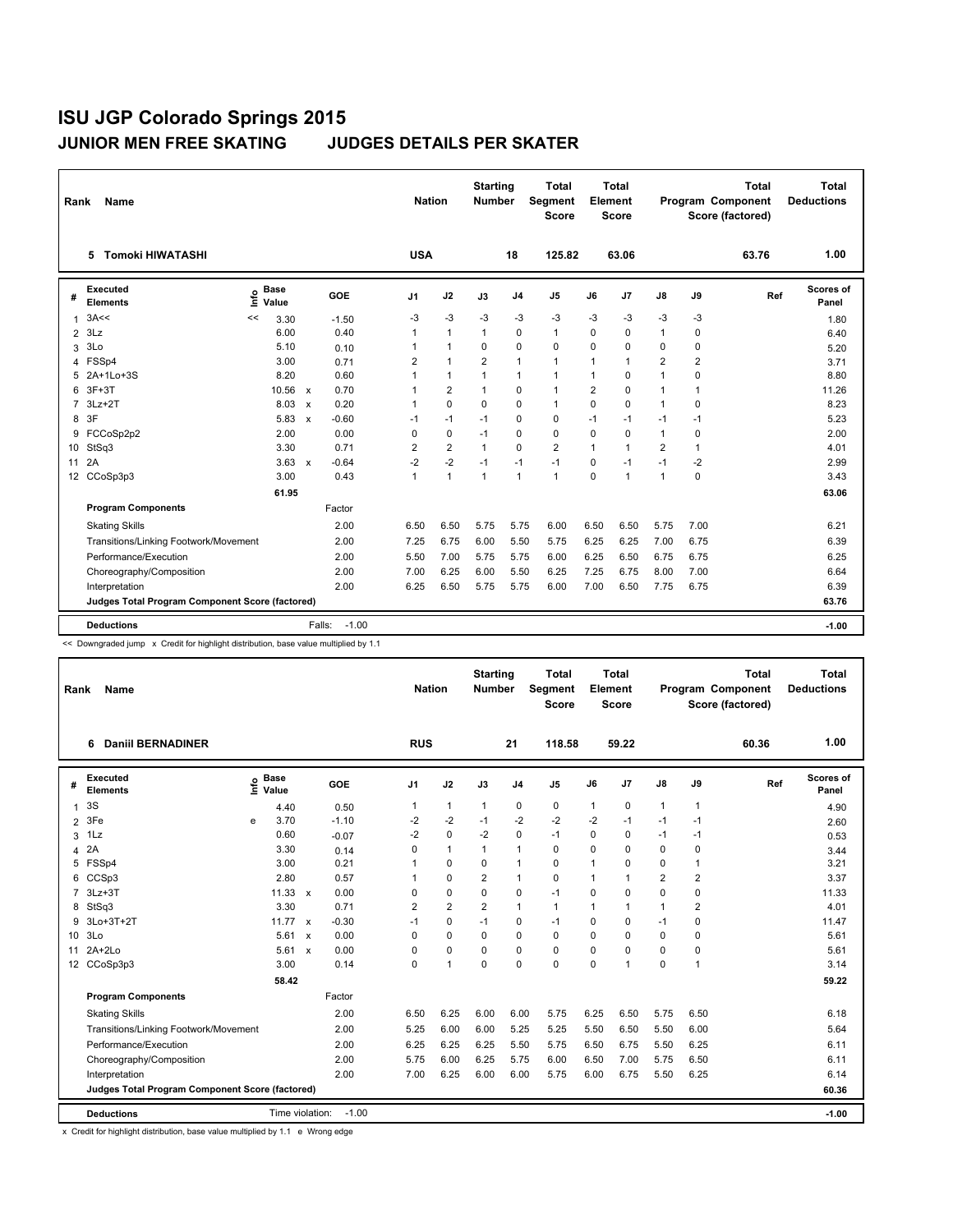# ISU JGP Colorado Springs 2015

## JUNIOR MEN FREE SKATING JUDGES DETAILS PER SKATER

| Rank | Name | Nation | Starting Number | Total Segment Score | Total Element Score | Total Program Component Score (factored) | Total Deductions |
|---|---|---|---|---|---|---|---|
| 5 | Tomoki HIWATASHI | USA | 18 | 125.82 | 63.06 | 63.76 | 1.00 |

| # | Executed Elements | Info | Base Value | | GOE | J1 | J2 | J3 | J4 | J5 | J6 | J7 | J8 | J9 | Ref | Scores of Panel |
|---|---|---|---|---|---|---|---|---|---|---|---|---|---|---|---|---|
| 1 | 3A<< | << | 3.30 | | -1.50 | -3 | -3 | -3 | -3 | -3 | -3 | -3 | -3 | -3 | | 1.80 |
| 2 | 3Lz | | 6.00 | | 0.40 | 1 | 1 | 1 | 0 | 1 | 0 | 0 | 1 | 0 | | 6.40 |
| 3 | 3Lo | | 5.10 | | 0.10 | 1 | 1 | 0 | 0 | 0 | 0 | 0 | 0 | 0 | | 5.20 |
| 4 | FSSp4 | | 3.00 | | 0.71 | 2 | 1 | 2 | 1 | 1 | 1 | 1 | 2 | 2 | | 3.71 |
| 5 | 2A+1Lo+3S | | 8.20 | | 0.60 | 1 | 1 | 1 | 1 | 1 | 1 | 0 | 1 | 0 | | 8.80 |
| 6 | 3F+3T | | 10.56 | x | 0.70 | 1 | 2 | 1 | 0 | 1 | 2 | 0 | 1 | 1 | | 11.26 |
| 7 | 3Lz+2T | | 8.03 | x | 0.20 | 1 | 0 | 0 | 0 | 1 | 0 | 0 | 1 | 0 | | 8.23 |
| 8 | 3F | | 5.83 | x | -0.60 | -1 | -1 | -1 | 0 | 0 | -1 | -1 | -1 | -1 | | 5.23 |
| 9 | FCCoSp2p2 | | 2.00 | | 0.00 | 0 | 0 | -1 | 0 | 0 | 0 | 0 | 1 | 0 | | 2.00 |
| 10 | StSq3 | | 3.30 | | 0.71 | 2 | 2 | 1 | 0 | 2 | 1 | 1 | 2 | 1 | | 4.01 |
| 11 | 2A | | 3.63 | x | -0.64 | -2 | -2 | -1 | -1 | -1 | 0 | -1 | -1 | -2 | | 2.99 |
| 12 | CCoSp3p3 | | 3.00 | | 0.43 | 1 | 1 | 1 | 1 | 1 | 0 | 1 | 1 | 0 | | 3.43 |
| | | | 61.95 | | | | | | | | | | | | | 63.06 |
| | **Program Components** | | | | Factor | | | | | | | | | | | |
| | Skating Skills | | | | 2.00 | 6.50 | 6.50 | 5.75 | 5.75 | 6.00 | 6.50 | 6.50 | 5.75 | 7.00 | | 6.21 |
| | Transitions/Linking Footwork/Movement | | | | 2.00 | 7.25 | 6.75 | 6.00 | 5.50 | 5.75 | 6.25 | 6.25 | 7.00 | 6.75 | | 6.39 |
| | Performance/Execution | | | | 2.00 | 5.50 | 7.00 | 5.75 | 5.75 | 6.00 | 6.25 | 6.50 | 6.75 | 6.75 | | 6.25 |
| | Choreography/Composition | | | | 2.00 | 7.00 | 6.25 | 6.00 | 5.50 | 6.25 | 7.25 | 6.75 | 8.00 | 7.00 | | 6.64 |
| | Interpretation | | | | 2.00 | 6.25 | 6.50 | 5.75 | 5.75 | 6.00 | 7.00 | 6.50 | 7.75 | 6.75 | | 6.39 |
| | **Judges Total Program Component Score (factored)** | | | | | | | | | | | | | | | 63.76 |
| | **Deductions** | | Falls: | | -1.00 | | | | | | | | | | | -1.00 |

<< Downgraded jump x Credit for highlight distribution, base value multiplied by 1.1

| Rank | Name | Nation | Starting Number | Total Segment Score | Total Element Score | Total Program Component Score (factored) | Total Deductions |
|---|---|---|---|---|---|---|---|
| 6 | Daniil BERNADINER | RUS | 21 | 118.58 | 59.22 | 60.36 | 1.00 |

| # | Executed Elements | Info | Base Value | | GOE | J1 | J2 | J3 | J4 | J5 | J6 | J7 | J8 | J9 | Ref | Scores of Panel |
|---|---|---|---|---|---|---|---|---|---|---|---|---|---|---|---|---|
| 1 | 3S | | 4.40 | | 0.50 | 1 | 1 | 1 | 0 | 0 | 1 | 0 | 1 | 1 | | 4.90 |
| 2 | 3Fe | e | 3.70 | | -1.10 | -2 | -2 | -1 | -2 | -2 | -2 | -1 | -1 | -1 | | 2.60 |
| 3 | 1Lz | | 0.60 | | -0.07 | -2 | 0 | -2 | 0 | -1 | 0 | 0 | -1 | -1 | | 0.53 |
| 4 | 2A | | 3.30 | | 0.14 | 0 | 1 | 1 | 1 | 0 | 0 | 0 | 0 | 0 | | 3.44 |
| 5 | FSSp4 | | 3.00 | | 0.21 | 1 | 0 | 0 | 1 | 0 | 1 | 0 | 0 | 1 | | 3.21 |
| 6 | CCSp3 | | 2.80 | | 0.57 | 1 | 0 | 2 | 1 | 0 | 1 | 1 | 2 | 2 | | 3.37 |
| 7 | 3Lz+3T | | 11.33 | x | 0.00 | 0 | 0 | 0 | 0 | -1 | 0 | 0 | 0 | 0 | | 11.33 |
| 8 | StSq3 | | 3.30 | | 0.71 | 2 | 2 | 2 | 1 | 1 | 1 | 1 | 1 | 2 | | 4.01 |
| 9 | 3Lo+3T+2T | | 11.77 | x | -0.30 | -1 | 0 | -1 | 0 | -1 | 0 | 0 | -1 | 0 | | 11.47 |
| 10 | 3Lo | | 5.61 | x | 0.00 | 0 | 0 | 0 | 0 | 0 | 0 | 0 | 0 | 0 | | 5.61 |
| 11 | 2A+2Lo | | 5.61 | x | 0.00 | 0 | 0 | 0 | 0 | 0 | 0 | 0 | 0 | 0 | | 5.61 |
| 12 | CCoSp3p3 | | 3.00 | | 0.14 | 0 | 1 | 0 | 0 | 0 | 0 | 1 | 0 | 1 | | 3.14 |
| | | | 58.42 | | | | | | | | | | | | | 59.22 |
| | **Program Components** | | | | Factor | | | | | | | | | | | |
| | Skating Skills | | | | 2.00 | 6.50 | 6.25 | 6.00 | 6.00 | 5.75 | 6.25 | 6.50 | 5.75 | 6.50 | | 6.18 |
| | Transitions/Linking Footwork/Movement | | | | 2.00 | 5.25 | 6.00 | 6.00 | 5.25 | 5.25 | 5.50 | 6.50 | 5.50 | 6.00 | | 5.64 |
| | Performance/Execution | | | | 2.00 | 6.25 | 6.25 | 6.25 | 5.50 | 5.75 | 6.50 | 6.75 | 5.50 | 6.25 | | 6.11 |
| | Choreography/Composition | | | | 2.00 | 5.75 | 6.00 | 6.25 | 5.75 | 6.00 | 6.50 | 7.00 | 5.75 | 6.50 | | 6.11 |
| | Interpretation | | | | 2.00 | 7.00 | 6.25 | 6.00 | 6.00 | 5.75 | 6.00 | 6.75 | 5.50 | 6.25 | | 6.14 |
| | **Judges Total Program Component Score (factored)** | | | | | | | | | | | | | | | 60.36 |
| | **Deductions** | | Time violation: | | -1.00 | | | | | | | | | | | -1.00 |

x Credit for highlight distribution, base value multiplied by 1.1 e Wrong edge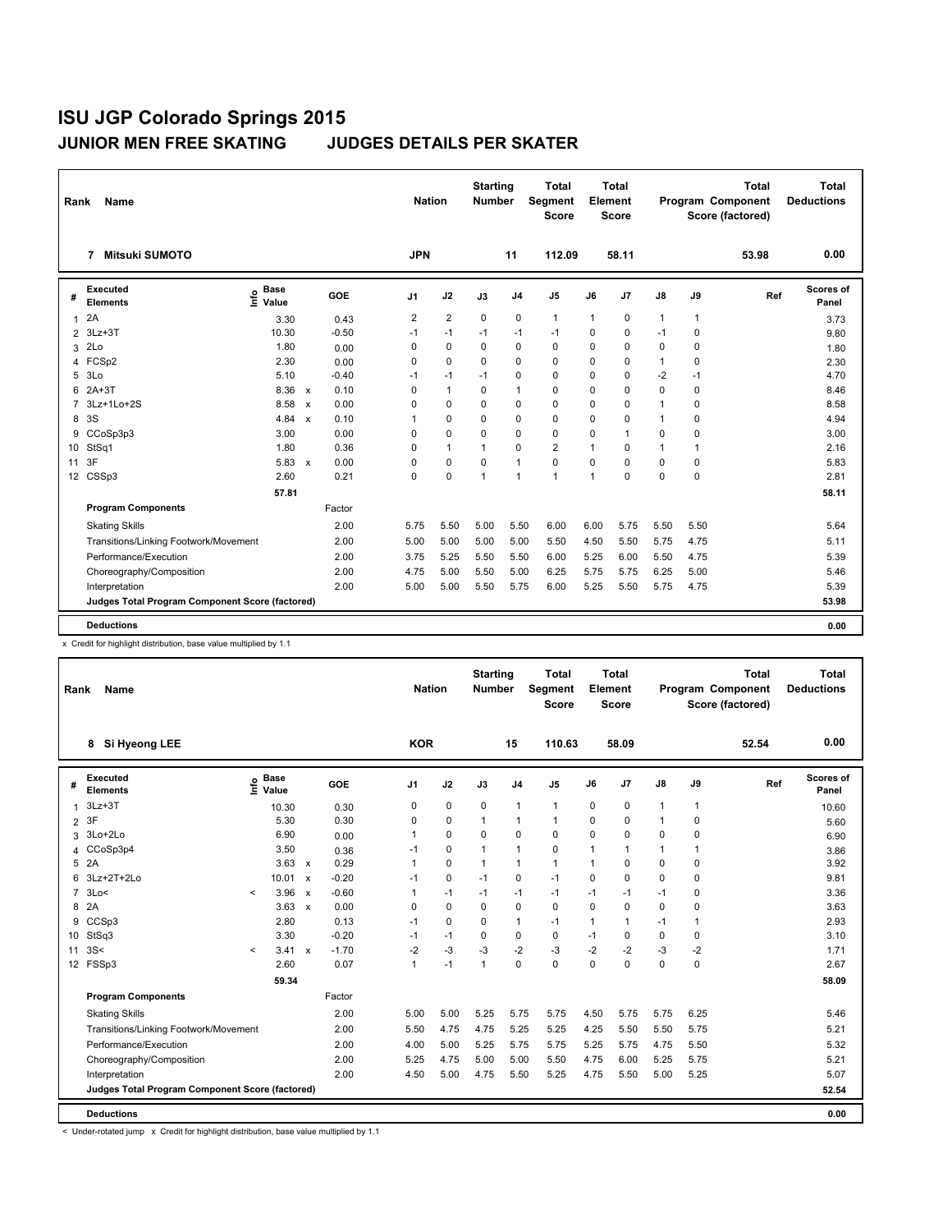# ISU JGP Colorado Springs 2015

## JUNIOR MEN FREE SKATING JUDGES DETAILS PER SKATER

| Rank | Name | Nation | Starting Number | Total Segment Score | Total Element Score | Total Program Component Score (factored) | Total Deductions |
|---|---|---|---|---|---|---|---|
| 7 | Mitsuki SUMOTO | JPN | 11 | 112.09 | 58.11 | 53.98 | 0.00 |

| # | Executed Elements | Info | Base Value | | GOE | J1 | J2 | J3 | J4 | J5 | J6 | J7 | J8 | J9 | Ref | Scores of Panel |
|---|---|---|---|---|---|---|---|---|---|---|---|---|---|---|---|---|
| 1 | 2A | | 3.30 | | 0.43 | 2 | 2 | 0 | 0 | 1 | 1 | 0 | 1 | 1 | | 3.73 |
| 2 | 3Lz+3T | | 10.30 | | -0.50 | -1 | -1 | -1 | -1 | -1 | 0 | 0 | -1 | 0 | | 9.80 |
| 3 | 2Lo | | 1.80 | | 0.00 | 0 | 0 | 0 | 0 | 0 | 0 | 0 | 0 | 0 | | 1.80 |
| 4 | FCSp2 | | 2.30 | | 0.00 | 0 | 0 | 0 | 0 | 0 | 0 | 0 | 1 | 0 | | 2.30 |
| 5 | 3Lo | | 5.10 | | -0.40 | -1 | -1 | -1 | 0 | 0 | 0 | 0 | -2 | -1 | | 4.70 |
| 6 | 2A+3T | | 8.36 | x | 0.10 | 0 | 1 | 0 | 1 | 0 | 0 | 0 | 0 | 0 | | 8.46 |
| 7 | 3Lz+1Lo+2S | | 8.58 | x | 0.00 | 0 | 0 | 0 | 0 | 0 | 0 | 0 | 1 | 0 | | 8.58 |
| 8 | 3S | | 4.84 | x | 0.10 | 1 | 0 | 0 | 0 | 0 | 0 | 0 | 1 | 0 | | 4.94 |
| 9 | CCoSp3p3 | | 3.00 | | 0.00 | 0 | 0 | 0 | 0 | 0 | 0 | 1 | 0 | 0 | | 3.00 |
| 10 | StSq1 | | 1.80 | | 0.36 | 0 | 1 | 1 | 0 | 2 | 1 | 0 | 1 | 1 | | 2.16 |
| 11 | 3F | | 5.83 | x | 0.00 | 0 | 0 | 0 | 1 | 0 | 0 | 0 | 0 | 0 | | 5.83 |
| 12 | CSSp3 | | 2.60 | | 0.21 | 0 | 0 | 1 | 1 | 1 | 1 | 0 | 0 | 0 | | 2.81 |
| | | | 57.81 | | | | | | | | | | | | | 58.11 |

| Program Components | Factor | J1 | J2 | J3 | J4 | J5 | J6 | J7 | J8 | J9 | Scores of Panel |
|---|---|---|---|---|---|---|---|---|---|---|---|
| Skating Skills | 2.00 | 5.75 | 5.50 | 5.00 | 5.50 | 6.00 | 6.00 | 5.75 | 5.50 | 5.50 | 5.64 |
| Transitions/Linking Footwork/Movement | 2.00 | 5.00 | 5.00 | 5.00 | 5.00 | 5.50 | 4.50 | 5.50 | 5.75 | 4.75 | 5.11 |
| Performance/Execution | 2.00 | 3.75 | 5.25 | 5.50 | 5.50 | 6.00 | 5.25 | 6.00 | 5.50 | 4.75 | 5.39 |
| Choreography/Composition | 2.00 | 4.75 | 5.00 | 5.50 | 5.00 | 6.25 | 5.75 | 5.75 | 6.25 | 5.00 | 5.46 |
| Interpretation | 2.00 | 5.00 | 5.00 | 5.50 | 5.75 | 6.00 | 5.25 | 5.50 | 5.75 | 4.75 | 5.39 |
| Judges Total Program Component Score (factored) | | | | | | | | | | | 53.98 |
| **Deductions** | | | | | | | | | | | 0.00 |

x Credit for highlight distribution, base value multiplied by 1.1

| Rank | Name | Nation | Starting Number | Total Segment Score | Total Element Score | Total Program Component Score (factored) | Total Deductions |
|---|---|---|---|---|---|---|---|
| 8 | Si Hyeong LEE | KOR | 15 | 110.63 | 58.09 | 52.54 | 0.00 |

| # | Executed Elements | Info | Base Value | | GOE | J1 | J2 | J3 | J4 | J5 | J6 | J7 | J8 | J9 | Ref | Scores of Panel |
|---|---|---|---|---|---|---|---|---|---|---|---|---|---|---|---|---|
| 1 | 3Lz+3T | | 10.30 | | 0.30 | 0 | 0 | 0 | 1 | 1 | 0 | 0 | 1 | 1 | | 10.60 |
| 2 | 3F | | 5.30 | | 0.30 | 0 | 0 | 1 | 1 | 1 | 0 | 0 | 1 | 0 | | 5.60 |
| 3 | 3Lo+2Lo | | 6.90 | | 0.00 | 1 | 0 | 0 | 0 | 0 | 0 | 0 | 0 | 0 | | 6.90 |
| 4 | CCoSp3p4 | | 3.50 | | 0.36 | -1 | 0 | 1 | 1 | 0 | 1 | 1 | 1 | 1 | | 3.86 |
| 5 | 2A | | 3.63 | x | 0.29 | 1 | 0 | 1 | 1 | 1 | 1 | 0 | 0 | 0 | | 3.92 |
| 6 | 3Lz+2T+2Lo | | 10.01 | x | -0.20 | -1 | 0 | -1 | 0 | -1 | 0 | 0 | 0 | 0 | | 9.81 |
| 7 | 3Lo< | < | 3.96 | x | -0.60 | 1 | -1 | -1 | -1 | -1 | -1 | -1 | -1 | 0 | | 3.36 |
| 8 | 2A | | 3.63 | x | 0.00 | 0 | 0 | 0 | 0 | 0 | 0 | 0 | 0 | 0 | | 3.63 |
| 9 | CCSp3 | | 2.80 | | 0.13 | -1 | 0 | 0 | 1 | -1 | 1 | 1 | -1 | 1 | | 2.93 |
| 10 | StSq3 | | 3.30 | | -0.20 | -1 | -1 | 0 | 0 | 0 | -1 | 0 | 0 | 0 | | 3.10 |
| 11 | 3S< | < | 3.41 | x | -1.70 | -2 | -3 | -3 | -2 | -3 | -2 | -2 | -3 | -2 | | 1.71 |
| 12 | FSSp3 | | 2.60 | | 0.07 | 1 | -1 | 1 | 0 | 0 | 0 | 0 | 0 | 0 | | 2.67 |
| | | | 59.34 | | | | | | | | | | | | | 58.09 |

| Program Components | Factor | J1 | J2 | J3 | J4 | J5 | J6 | J7 | J8 | J9 | Scores of Panel |
|---|---|---|---|---|---|---|---|---|---|---|---|
| Skating Skills | 2.00 | 5.00 | 5.00 | 5.25 | 5.75 | 5.75 | 4.50 | 5.75 | 5.75 | 6.25 | 5.46 |
| Transitions/Linking Footwork/Movement | 2.00 | 5.50 | 4.75 | 4.75 | 5.25 | 5.25 | 4.25 | 5.50 | 5.50 | 5.75 | 5.21 |
| Performance/Execution | 2.00 | 4.00 | 5.00 | 5.25 | 5.75 | 5.75 | 5.25 | 5.75 | 4.75 | 5.50 | 5.32 |
| Choreography/Composition | 2.00 | 5.25 | 4.75 | 5.00 | 5.00 | 5.50 | 4.75 | 6.00 | 5.25 | 5.75 | 5.21 |
| Interpretation | 2.00 | 4.50 | 5.00 | 4.75 | 5.50 | 5.25 | 4.75 | 5.50 | 5.00 | 5.25 | 5.07 |
| Judges Total Program Component Score (factored) | | | | | | | | | | | 52.54 |
| **Deductions** | | | | | | | | | | | 0.00 |

< Under-rotated jump x Credit for highlight distribution, base value multiplied by 1.1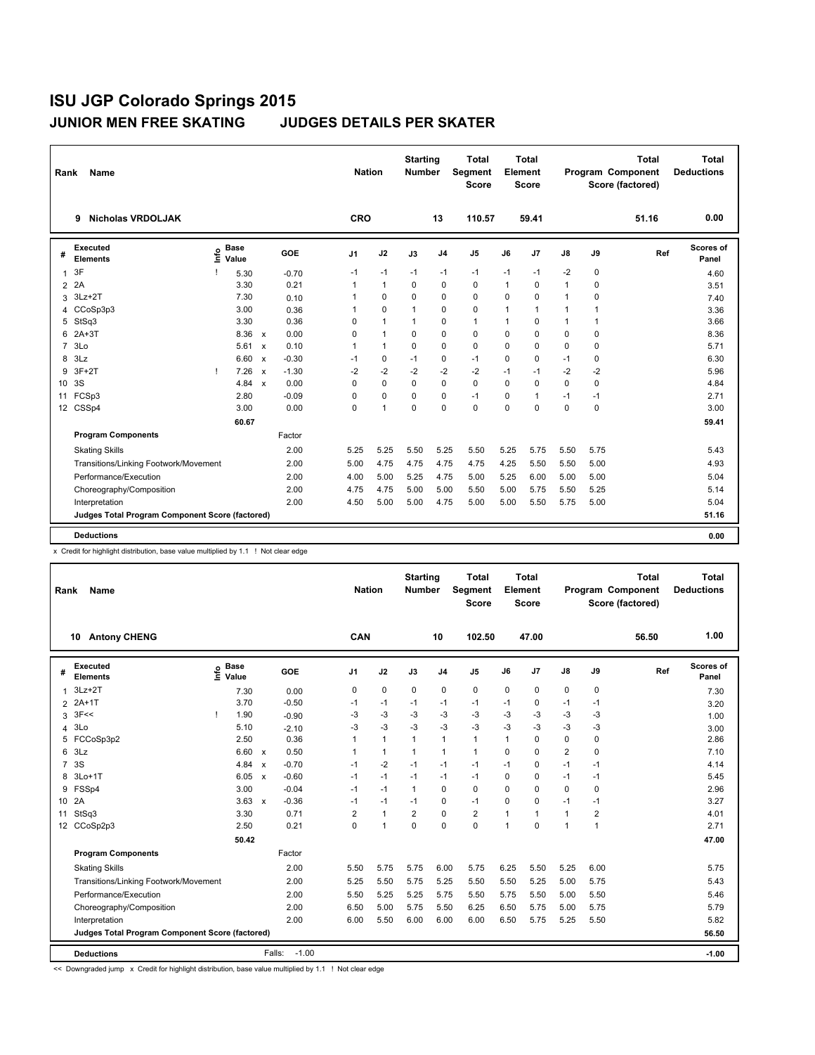# ISU JGP Colorado Springs 2015

## JUNIOR MEN FREE SKATING JUDGES DETAILS PER SKATER

| Rank | Name | Nation | Starting Number | Total Segment Score | Total Element Score | Total Program Component Score (factored) | Total Deductions |
|---|---|---|---|---|---|---|---|
| 9 | Nicholas VRDOLJAK | CRO | 13 | 110.57 | 59.41 | 51.16 | 0.00 |

| # | Executed Elements | Info | Base Value | | GOE | J1 | J2 | J3 | J4 | J5 | J6 | J7 | J8 | J9 | Ref | Scores of Panel |
|---|---|---|---|---|---|---|---|---|---|---|---|---|---|---|---|---|
| 1 | 3F | ! | 5.30 | | -0.70 | -1 | -1 | -1 | -1 | -1 | -1 | -1 | -2 | 0 | | 4.60 |
| 2 | 2A | | 3.30 | | 0.21 | 1 | 1 | 0 | 0 | 0 | 1 | 0 | 1 | 0 | | 3.51 |
| 3 | 3Lz+2T | | 7.30 | | 0.10 | 1 | 0 | 0 | 0 | 0 | 0 | 0 | 1 | 0 | | 7.40 |
| 4 | CCoSp3p3 | | 3.00 | | 0.36 | 1 | 0 | 1 | 0 | 0 | 1 | 1 | 1 | 1 | | 3.36 |
| 5 | StSq3 | | 3.30 | | 0.36 | 0 | 1 | 1 | 0 | 1 | 1 | 0 | 1 | 1 | | 3.66 |
| 6 | 2A+3T | | 8.36 | x | 0.00 | 0 | 1 | 0 | 0 | 0 | 0 | 0 | 0 | 0 | | 8.36 |
| 7 | 3Lo | | 5.61 | x | 0.10 | 1 | 1 | 0 | 0 | 0 | 0 | 0 | 0 | 0 | | 5.71 |
| 8 | 3Lz | | 6.60 | x | -0.30 | -1 | 0 | -1 | 0 | -1 | 0 | 0 | -1 | 0 | | 6.30 |
| 9 | 3F+2T | ! | 7.26 | x | -1.30 | -2 | -2 | -2 | -2 | -2 | -1 | -1 | -2 | -2 | | 5.96 |
| 10 | 3S | | 4.84 | x | 0.00 | 0 | 0 | 0 | 0 | 0 | 0 | 0 | 0 | 0 | | 4.84 |
| 11 | FCSp3 | | 2.80 | | -0.09 | 0 | 0 | 0 | 0 | -1 | 0 | 1 | -1 | -1 | | 2.71 |
| 12 | CSSp4 | | 3.00 | | 0.00 | 0 | 1 | 0 | 0 | 0 | 0 | 0 | 0 | 0 | | 3.00 |
| | | | 60.67 | | | | | | | | | | | | | 59.41 |

| Program Components | Factor | J1 | J2 | J3 | J4 | J5 | J6 | J7 | J8 | J9 | Scores of Panel |
|---|---|---|---|---|---|---|---|---|---|---|---|
| Skating Skills | 2.00 | 5.25 | 5.25 | 5.50 | 5.25 | 5.50 | 5.25 | 5.75 | 5.50 | 5.75 | 5.43 |
| Transitions/Linking Footwork/Movement | 2.00 | 5.00 | 4.75 | 4.75 | 4.75 | 4.75 | 4.25 | 5.50 | 5.50 | 5.00 | 4.93 |
| Performance/Execution | 2.00 | 4.00 | 5.00 | 5.25 | 4.75 | 5.00 | 5.25 | 6.00 | 5.00 | 5.00 | 5.04 |
| Choreography/Composition | 2.00 | 4.75 | 4.75 | 5.00 | 5.00 | 5.50 | 5.00 | 5.75 | 5.50 | 5.25 | 5.14 |
| Interpretation | 2.00 | 4.50 | 5.00 | 5.00 | 4.75 | 5.00 | 5.00 | 5.50 | 5.75 | 5.00 | 5.04 |
| Judges Total Program Component Score (factored) | | | | | | | | | | | 51.16 |
| **Deductions** | | | | | | | | | | | 0.00 |

x Credit for highlight distribution, base value multiplied by 1.1 ! Not clear edge

| Rank | Name | Nation | Starting Number | Total Segment Score | Total Element Score | Total Program Component Score (factored) | Total Deductions |
|---|---|---|---|---|---|---|---|
| 10 | Antony CHENG | CAN | 10 | 102.50 | 47.00 | 56.50 | 1.00 |

| # | Executed Elements | Info | Base Value | | GOE | J1 | J2 | J3 | J4 | J5 | J6 | J7 | J8 | J9 | Ref | Scores of Panel |
|---|---|---|---|---|---|---|---|---|---|---|---|---|---|---|---|---|
| 1 | 3Lz+2T | | 7.30 | | 0.00 | 0 | 0 | 0 | 0 | 0 | 0 | 0 | 0 | 0 | | 7.30 |
| 2 | 2A+1T | | 3.70 | | -0.50 | -1 | -1 | -1 | -1 | -1 | -1 | 0 | -1 | -1 | | 3.20 |
| 3 | 3F<< | ! | 1.90 | | -0.90 | -3 | -3 | -3 | -3 | -3 | -3 | -3 | -3 | -3 | | 1.00 |
| 4 | 3Lo | | 5.10 | | -2.10 | -3 | -3 | -3 | -3 | -3 | -3 | -3 | -3 | -3 | | 3.00 |
| 5 | FCCoSp3p2 | | 2.50 | | 0.36 | 1 | 1 | 1 | 1 | 1 | 1 | 0 | 0 | 0 | | 2.86 |
| 6 | 3Lz | | 6.60 | x | 0.50 | 1 | 1 | 1 | 1 | 1 | 0 | 0 | 2 | 0 | | 7.10 |
| 7 | 3S | | 4.84 | x | -0.70 | -1 | -2 | -1 | -1 | -1 | -1 | 0 | -1 | -1 | | 4.14 |
| 8 | 3Lo+1T | | 6.05 | x | -0.60 | -1 | -1 | -1 | -1 | -1 | 0 | 0 | -1 | -1 | | 5.45 |
| 9 | FSSp4 | | 3.00 | | -0.04 | -1 | -1 | 1 | 0 | 0 | 0 | 0 | 0 | 0 | | 2.96 |
| 10 | 2A | | 3.63 | x | -0.36 | -1 | -1 | -1 | 0 | -1 | 0 | 0 | -1 | -1 | | 3.27 |
| 11 | StSq3 | | 3.30 | | 0.71 | 2 | 1 | 2 | 0 | 2 | 1 | 1 | 1 | 2 | | 4.01 |
| 12 | CCoSp2p3 | | 2.50 | | 0.21 | 0 | 1 | 0 | 0 | 0 | 1 | 0 | 1 | 1 | | 2.71 |
| | | | 50.42 | | | | | | | | | | | | | 47.00 |

| Program Components | Factor | J1 | J2 | J3 | J4 | J5 | J6 | J7 | J8 | J9 | Scores of Panel |
|---|---|---|---|---|---|---|---|---|---|---|---|
| Skating Skills | 2.00 | 5.50 | 5.75 | 5.75 | 6.00 | 5.75 | 6.25 | 5.50 | 5.25 | 6.00 | 5.75 |
| Transitions/Linking Footwork/Movement | 2.00 | 5.25 | 5.50 | 5.75 | 5.25 | 5.50 | 5.50 | 5.25 | 5.00 | 5.75 | 5.43 |
| Performance/Execution | 2.00 | 5.50 | 5.25 | 5.25 | 5.75 | 5.50 | 5.75 | 5.50 | 5.00 | 5.50 | 5.46 |
| Choreography/Composition | 2.00 | 6.50 | 5.00 | 5.75 | 5.50 | 6.25 | 6.50 | 5.75 | 5.00 | 5.75 | 5.79 |
| Interpretation | 2.00 | 6.00 | 5.50 | 6.00 | 6.00 | 6.00 | 6.50 | 5.75 | 5.25 | 5.50 | 5.82 |
| Judges Total Program Component Score (factored) | | | | | | | | | | | 56.50 |
| **Deductions** | Falls: -1.00 | | | | | | | | | | -1.00 |

<< Downgraded jump x Credit for highlight distribution, base value multiplied by 1.1 ! Not clear edge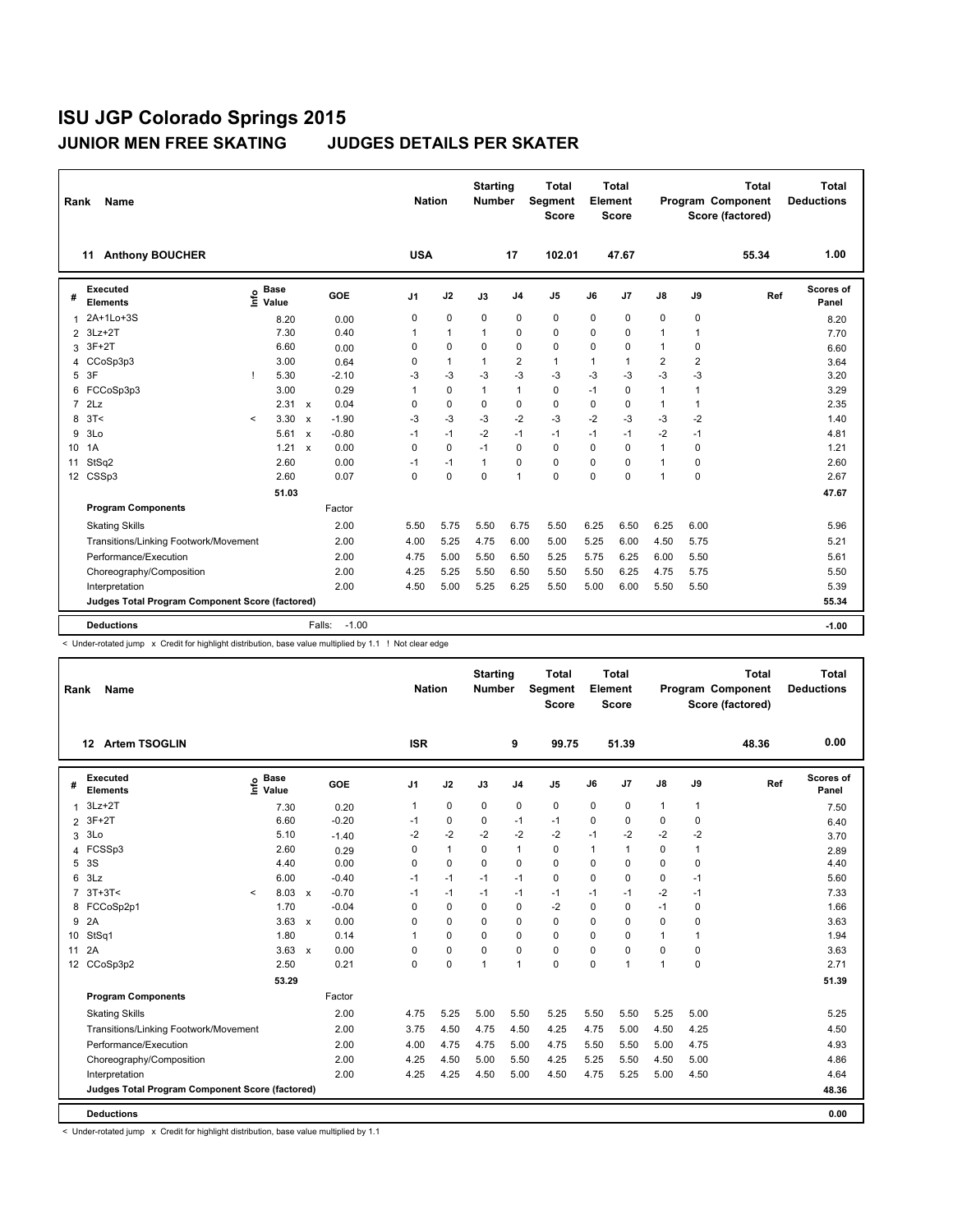# ISU JGP Colorado Springs 2015

## JUNIOR MEN FREE SKATING JUDGES DETAILS PER SKATER

| Rank | Name | Nation | Starting Number | Total Segment Score | Total Element Score | Total Program Component Score (factored) | Total Deductions |
|---|---|---|---|---|---|---|---|
| 11 | Anthony BOUCHER | USA | 17 | 102.01 | 47.67 | 55.34 | 1.00 |

| # | Executed Elements | Info | Base Value | | GOE | J1 | J2 | J3 | J4 | J5 | J6 | J7 | J8 | J9 | Ref | Scores of Panel |
|---|---|---|---|---|---|---|---|---|---|---|---|---|---|---|---|---|
| 1 | 2A+1Lo+3S | | 8.20 | | 0.00 | 0 | 0 | 0 | 0 | 0 | 0 | 0 | 0 | 0 | | 8.20 |
| 2 | 3Lz+2T | | 7.30 | | 0.40 | 1 | 1 | 1 | 0 | 0 | 0 | 0 | 1 | 1 | | 7.70 |
| 3 | 3F+2T | | 6.60 | | 0.00 | 0 | 0 | 0 | 0 | 0 | 0 | 0 | 1 | 0 | | 6.60 |
| 4 | CCoSp3p3 | | 3.00 | | 0.64 | 0 | 1 | 1 | 2 | 1 | 1 | 1 | 2 | 2 | | 3.64 |
| 5 | 3F | ! | 5.30 | | -2.10 | -3 | -3 | -3 | -3 | -3 | -3 | -3 | -3 | -3 | | 3.20 |
| 6 | FCCoSp3p3 | | 3.00 | | 0.29 | 1 | 0 | 1 | 1 | 0 | -1 | 0 | 1 | 1 | | 3.29 |
| 7 | 2Lz | | 2.31 | x | 0.04 | 0 | 0 | 0 | 0 | 0 | 0 | 0 | 1 | 1 | | 2.35 |
| 8 | 3T< | < | 3.30 | x | -1.90 | -3 | -3 | -3 | -2 | -3 | -2 | -3 | -3 | -2 | | 1.40 |
| 9 | 3Lo | | 5.61 | x | -0.80 | -1 | -1 | -2 | -1 | -1 | -1 | -1 | -2 | -1 | | 4.81 |
| 10 | 1A | | 1.21 | x | 0.00 | 0 | 0 | -1 | 0 | 0 | 0 | 0 | 1 | 0 | | 1.21 |
| 11 | StSq2 | | 2.60 | | 0.00 | -1 | -1 | 1 | 0 | 0 | 0 | 0 | 1 | 0 | | 2.60 |
| 12 | CSSp3 | | 2.60 | | 0.07 | 0 | 0 | 0 | 1 | 0 | 0 | 0 | 1 | 0 | | 2.67 |
| | | | 51.03 | | | | | | | | | | | | | 47.67 |
| | **Program Components** | | | | Factor | | | | | | | | | | | |
| | Skating Skills | | | | 2.00 | 5.50 | 5.75 | 5.50 | 6.75 | 5.50 | 6.25 | 6.50 | 6.25 | 6.00 | | 5.96 |
| | Transitions/Linking Footwork/Movement | | | | 2.00 | 4.00 | 5.25 | 4.75 | 6.00 | 5.00 | 5.25 | 6.00 | 4.50 | 5.75 | | 5.21 |
| | Performance/Execution | | | | 2.00 | 4.75 | 5.00 | 5.50 | 6.50 | 5.25 | 5.75 | 6.25 | 6.00 | 5.50 | | 5.61 |
| | Choreography/Composition | | | | 2.00 | 4.25 | 5.25 | 5.50 | 6.50 | 5.50 | 5.50 | 6.25 | 4.75 | 5.75 | | 5.50 |
| | Interpretation | | | | 2.00 | 4.50 | 5.00 | 5.25 | 6.25 | 5.50 | 5.00 | 6.00 | 5.50 | 5.50 | | 5.39 |
| | **Judges Total Program Component Score (factored)** | | | | | | | | | | | | | | | 55.34 |
| | **Deductions** | | | | Falls: -1.00 | | | | | | | | | | | -1.00 |

< Under-rotated jump x Credit for highlight distribution, base value multiplied by 1.1 ! Not clear edge

| Rank | Name | Nation | Starting Number | Total Segment Score | Total Element Score | Total Program Component Score (factored) | Total Deductions |
|---|---|---|---|---|---|---|---|
| 12 | Artem TSOGLIN | ISR | 9 | 99.75 | 51.39 | 48.36 | 0.00 |

| # | Executed Elements | Info | Base Value | | GOE | J1 | J2 | J3 | J4 | J5 | J6 | J7 | J8 | J9 | Ref | Scores of Panel |
|---|---|---|---|---|---|---|---|---|---|---|---|---|---|---|---|---|
| 1 | 3Lz+2T | | 7.30 | | 0.20 | 1 | 0 | 0 | 0 | 0 | 0 | 0 | 1 | 1 | | 7.50 |
| 2 | 3F+2T | | 6.60 | | -0.20 | -1 | 0 | 0 | -1 | -1 | 0 | 0 | 0 | 0 | | 6.40 |
| 3 | 3Lo | | 5.10 | | -1.40 | -2 | -2 | -2 | -2 | -2 | -1 | -2 | -2 | -2 | | 3.70 |
| 4 | FCSSp3 | | 2.60 | | 0.29 | 0 | 1 | 0 | 1 | 0 | 1 | 1 | 0 | 1 | | 2.89 |
| 5 | 3S | | 4.40 | | 0.00 | 0 | 0 | 0 | 0 | 0 | 0 | 0 | 0 | 0 | | 4.40 |
| 6 | 3Lz | | 6.00 | | -0.40 | -1 | -1 | -1 | -1 | 0 | 0 | 0 | 0 | -1 | | 5.60 |
| 7 | 3T+3T< | < | 8.03 | x | -0.70 | -1 | -1 | -1 | -1 | -1 | -1 | -1 | -2 | -1 | | 7.33 |
| 8 | FCCoSp2p1 | | 1.70 | | -0.04 | 0 | 0 | 0 | 0 | -2 | 0 | 0 | -1 | 0 | | 1.66 |
| 9 | 2A | | 3.63 | x | 0.00 | 0 | 0 | 0 | 0 | 0 | 0 | 0 | 0 | 0 | | 3.63 |
| 10 | StSq1 | | 1.80 | | 0.14 | 1 | 0 | 0 | 0 | 0 | 0 | 0 | 1 | 1 | | 1.94 |
| 11 | 2A | | 3.63 | x | 0.00 | 0 | 0 | 0 | 0 | 0 | 0 | 0 | 0 | 0 | | 3.63 |
| 12 | CCoSp3p2 | | 2.50 | | 0.21 | 0 | 0 | 1 | 1 | 0 | 0 | 1 | 1 | 0 | | 2.71 |
| | | | 53.29 | | | | | | | | | | | | | 51.39 |
| | **Program Components** | | | | Factor | | | | | | | | | | | |
| | Skating Skills | | | | 2.00 | 4.75 | 5.25 | 5.00 | 5.50 | 5.25 | 5.50 | 5.50 | 5.25 | 5.00 | | 5.25 |
| | Transitions/Linking Footwork/Movement | | | | 2.00 | 3.75 | 4.50 | 4.75 | 4.50 | 4.25 | 4.75 | 5.00 | 4.50 | 4.25 | | 4.50 |
| | Performance/Execution | | | | 2.00 | 4.00 | 4.75 | 4.75 | 5.00 | 4.75 | 5.50 | 5.50 | 5.00 | 4.75 | | 4.93 |
| | Choreography/Composition | | | | 2.00 | 4.25 | 4.50 | 5.00 | 5.50 | 4.25 | 5.25 | 5.50 | 4.50 | 5.00 | | 4.86 |
| | Interpretation | | | | 2.00 | 4.25 | 4.25 | 4.50 | 5.00 | 4.50 | 4.75 | 5.25 | 5.00 | 4.50 | | 4.64 |
| | **Judges Total Program Component Score (factored)** | | | | | | | | | | | | | | | 48.36 |
| | **Deductions** | | | | | | | | | | | | | | | 0.00 |

< Under-rotated jump x Credit for highlight distribution, base value multiplied by 1.1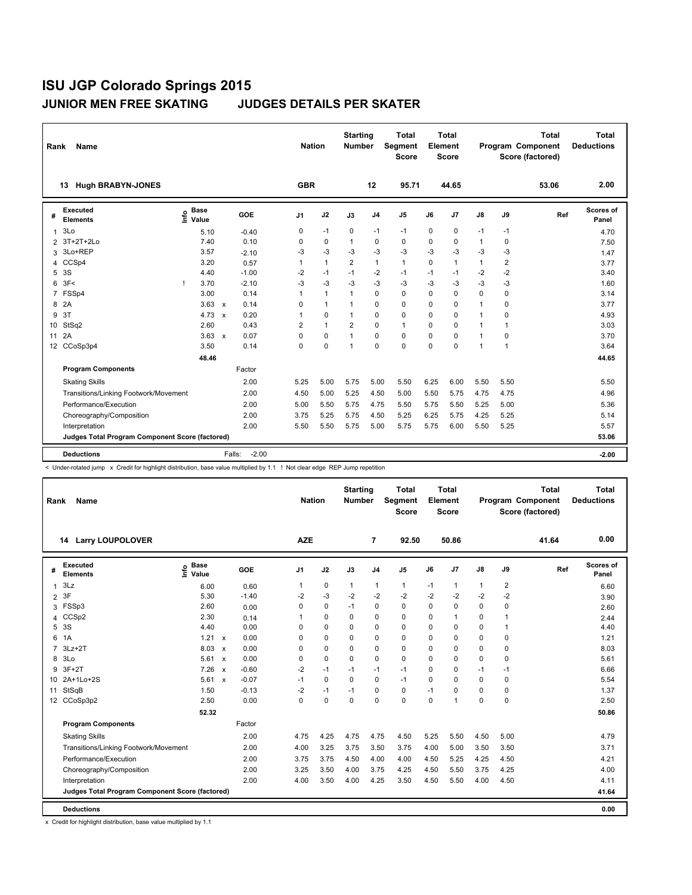# ISU JGP Colorado Springs 2015

## JUNIOR MEN FREE SKATING JUDGES DETAILS PER SKATER

| Rank | Name | Nation | Starting Number | Total Segment Score | Total Element Score | Total Program Component Score (factored) | Total Deductions |
|---|---|---|---|---|---|---|---|
| 13 | Hugh BRABYN-JONES | GBR | 12 | 95.71 | 44.65 | 53.06 | 2.00 |

| # | Executed Elements | Info | Base Value | | GOE | J1 | J2 | J3 | J4 | J5 | J6 | J7 | J8 | J9 | Ref | Scores of Panel |
|---|---|---|---|---|---|---|---|---|---|---|---|---|---|---|---|---|
| 1 | 3Lo | | 5.10 | | -0.40 | 0 | -1 | 0 | -1 | -1 | 0 | 0 | -1 | -1 | | 4.70 |
| 2 | 3T+2T+2Lo | | 7.40 | | 0.10 | 0 | 0 | 1 | 0 | 0 | 0 | 0 | 1 | 0 | | 7.50 |
| 3 | 3Lo+REP | | 3.57 | | -2.10 | -3 | -3 | -3 | -3 | -3 | -3 | -3 | -3 | -3 | | 1.47 |
| 4 | CCSp4 | | 3.20 | | 0.57 | 1 | 1 | 2 | 1 | 1 | 0 | 1 | 1 | 2 | | 3.77 |
| 5 | 3S | | 4.40 | | -1.00 | -2 | -1 | -1 | -2 | -1 | -1 | -1 | -2 | -2 | | 3.40 |
| 6 | 3F< | ! | 3.70 | | -2.10 | -3 | -3 | -3 | -3 | -3 | -3 | -3 | -3 | -3 | | 1.60 |
| 7 | FSSp4 | | 3.00 | | 0.14 | 1 | 1 | 1 | 0 | 0 | 0 | 0 | 0 | 0 | | 3.14 |
| 8 | 2A | | 3.63 | x | 0.14 | 0 | 1 | 1 | 0 | 0 | 0 | 0 | 1 | 0 | | 3.77 |
| 9 | 3T | | 4.73 | x | 0.20 | 1 | 0 | 1 | 0 | 0 | 0 | 0 | 1 | 0 | | 4.93 |
| 10 | StSq2 | | 2.60 | | 0.43 | 2 | 1 | 2 | 0 | 1 | 0 | 0 | 1 | 1 | | 3.03 |
| 11 | 2A | | 3.63 | x | 0.07 | 0 | 0 | 1 | 0 | 0 | 0 | 0 | 1 | 0 | | 3.70 |
| 12 | CCoSp3p4 | | 3.50 | | 0.14 | 0 | 0 | 1 | 0 | 0 | 0 | 0 | 1 | 1 | | 3.64 |
| | | | 48.46 | | | | | | | | | | | | | 44.65 |
| | **Program Components** | | | | Factor | | | | | | | | | | | |
| | Skating Skills | | | | 2.00 | 5.25 | 5.00 | 5.75 | 5.00 | 5.50 | 6.25 | 6.00 | 5.50 | 5.50 | | 5.50 |
| | Transitions/Linking Footwork/Movement | | | | 2.00 | 4.50 | 5.00 | 5.25 | 4.50 | 5.00 | 5.50 | 5.75 | 4.75 | 4.75 | | 4.96 |
| | Performance/Execution | | | | 2.00 | 5.00 | 5.50 | 5.75 | 4.75 | 5.50 | 5.75 | 5.50 | 5.25 | 5.00 | | 5.36 |
| | Choreography/Composition | | | | 2.00 | 3.75 | 5.25 | 5.75 | 4.50 | 5.25 | 6.25 | 5.75 | 4.25 | 5.25 | | 5.14 |
| | Interpretation | | | | 2.00 | 5.50 | 5.50 | 5.75 | 5.00 | 5.75 | 5.75 | 6.00 | 5.50 | 5.25 | | 5.57 |
| | **Judges Total Program Component Score (factored)** | | | | | | | | | | | | | | | 53.06 |
| | **Deductions** | | | Falls: | -2.00 | | | | | | | | | | | -2.00 |

< Under-rotated jump x Credit for highlight distribution, base value multiplied by 1.1 ! Not clear edge REP Jump repetition

| Rank | Name | Nation | Starting Number | Total Segment Score | Total Element Score | Total Program Component Score (factored) | Total Deductions |
|---|---|---|---|---|---|---|---|
| 14 | Larry LOUPOLOVER | AZE | 7 | 92.50 | 50.86 | 41.64 | 0.00 |

| # | Executed Elements | Info | Base Value | | GOE | J1 | J2 | J3 | J4 | J5 | J6 | J7 | J8 | J9 | Ref | Scores of Panel |
|---|---|---|---|---|---|---|---|---|---|---|---|---|---|---|---|---|
| 1 | 3Lz | | 6.00 | | 0.60 | 1 | 0 | 1 | 1 | 1 | -1 | 1 | 1 | 2 | | 6.60 |
| 2 | 3F | | 5.30 | | -1.40 | -2 | -3 | -2 | -2 | -2 | -2 | -2 | -2 | -2 | | 3.90 |
| 3 | FSSp3 | | 2.60 | | 0.00 | 0 | 0 | -1 | 0 | 0 | 0 | 0 | 0 | 0 | | 2.60 |
| 4 | CCSp2 | | 2.30 | | 0.14 | 1 | 0 | 0 | 0 | 0 | 0 | 1 | 0 | 1 | | 2.44 |
| 5 | 3S | | 4.40 | | 0.00 | 0 | 0 | 0 | 0 | 0 | 0 | 0 | 0 | 1 | | 4.40 |
| 6 | 1A | | 1.21 | x | 0.00 | 0 | 0 | 0 | 0 | 0 | 0 | 0 | 0 | 0 | | 1.21 |
| 7 | 3Lz+2T | | 8.03 | x | 0.00 | 0 | 0 | 0 | 0 | 0 | 0 | 0 | 0 | 0 | | 8.03 |
| 8 | 3Lo | | 5.61 | x | 0.00 | 0 | 0 | 0 | 0 | 0 | 0 | 0 | 0 | 0 | | 5.61 |
| 9 | 3F+2T | | 7.26 | x | -0.60 | -2 | -1 | -1 | -1 | -1 | 0 | 0 | -1 | -1 | | 6.66 |
| 10 | 2A+1Lo+2S | | 5.61 | x | -0.07 | -1 | 0 | 0 | 0 | -1 | 0 | 0 | 0 | 0 | | 5.54 |
| 11 | StSqB | | 1.50 | | -0.13 | -2 | -1 | -1 | 0 | 0 | -1 | 0 | 0 | 0 | | 1.37 |
| 12 | CCoSp3p2 | | 2.50 | | 0.00 | 0 | 0 | 0 | 0 | 0 | 0 | 1 | 0 | 0 | | 2.50 |
| | | | 52.32 | | | | | | | | | | | | | 50.86 |
| | **Program Components** | | | | Factor | | | | | | | | | | | |
| | Skating Skills | | | | 2.00 | 4.75 | 4.25 | 4.75 | 4.75 | 4.50 | 5.25 | 5.50 | 4.50 | 5.00 | | 4.79 |
| | Transitions/Linking Footwork/Movement | | | | 2.00 | 4.00 | 3.25 | 3.75 | 3.50 | 3.75 | 4.00 | 5.00 | 3.50 | 3.50 | | 3.71 |
| | Performance/Execution | | | | 2.00 | 3.75 | 3.75 | 4.50 | 4.00 | 4.00 | 4.50 | 5.25 | 4.25 | 4.50 | | 4.21 |
| | Choreography/Composition | | | | 2.00 | 3.25 | 3.50 | 4.00 | 3.75 | 4.25 | 4.50 | 5.50 | 3.75 | 4.25 | | 4.00 |
| | Interpretation | | | | 2.00 | 4.00 | 3.50 | 4.00 | 4.25 | 3.50 | 4.50 | 5.50 | 4.00 | 4.50 | | 4.11 |
| | **Judges Total Program Component Score (factored)** | | | | | | | | | | | | | | | 41.64 |
| | **Deductions** | | | | | | | | | | | | | | | 0.00 |

x Credit for highlight distribution, base value multiplied by 1.1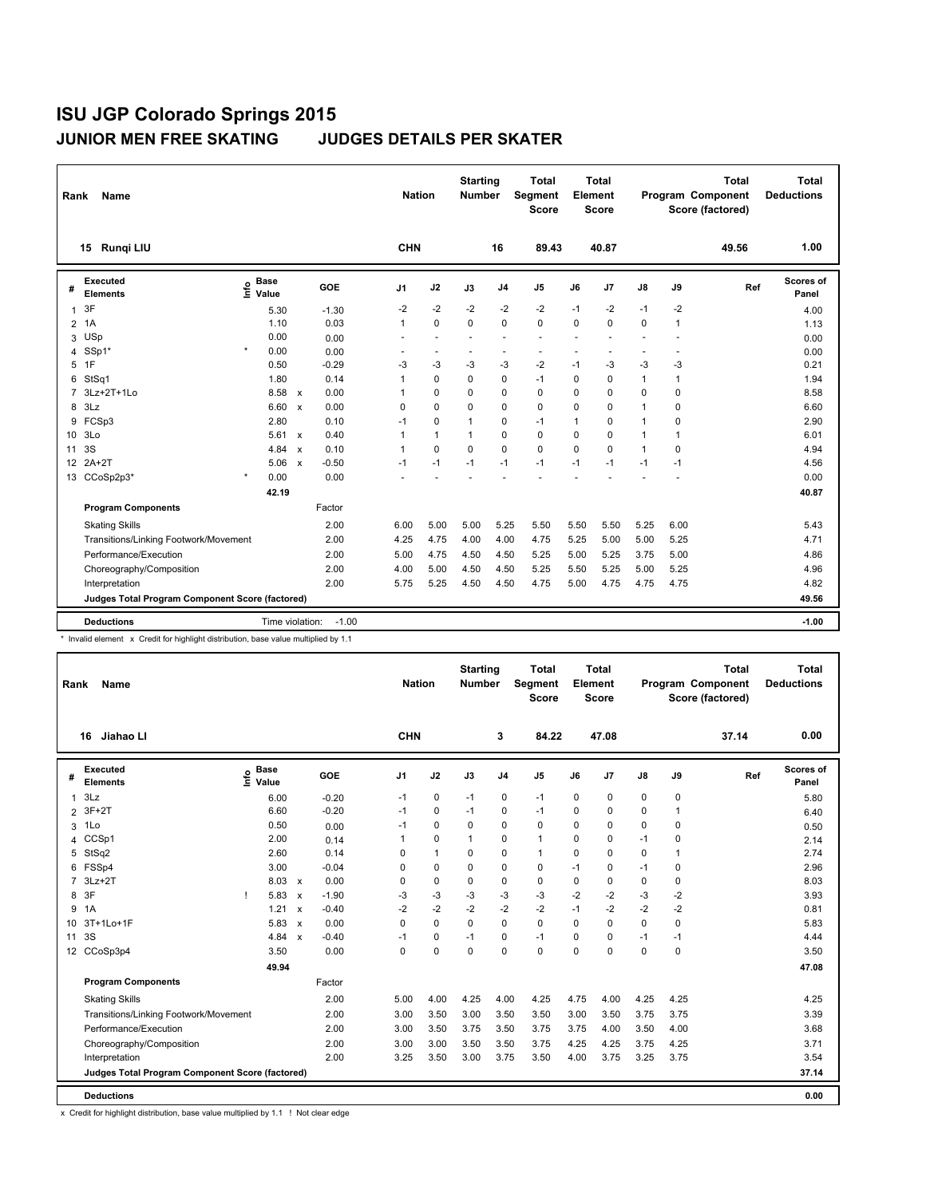# ISU JGP Colorado Springs 2015

## JUNIOR MEN FREE SKATING    JUDGES DETAILS PER SKATER

| Rank | Name | Nation | Starting Number | Total Segment Score | Total Element Score | Total Program Component Score (factored) | Total Deductions |
|---|---|---|---|---|---|---|---|
| 15 | Runqi LIU | CHN | 16 | 89.43 | 40.87 | 49.56 | 1.00 |

| # | Executed Elements | Info | Base Value | | GOE | J1 | J2 | J3 | J4 | J5 | J6 | J7 | J8 | J9 | Ref | Scores of Panel |
|---|---|---|---|---|---|---|---|---|---|---|---|---|---|---|---|---|
| 1 | 3F | | 5.30 | | -1.30 | -2 | -2 | -2 | -2 | -2 | -1 | -2 | -1 | -2 | | 4.00 |
| 2 | 1A | | 1.10 | | 0.03 | 1 | 0 | 0 | 0 | 0 | 0 | 0 | 0 | 1 | | 1.13 |
| 3 | USp | | 0.00 | | 0.00 | - | - | - | - | - | - | - | - | - | | 0.00 |
| 4 | SSp1* | * | 0.00 | | 0.00 | - | - | - | - | - | - | - | - | - | | 0.00 |
| 5 | 1F | | 0.50 | | -0.29 | -3 | -3 | -3 | -3 | -2 | -1 | -3 | -3 | -3 | | 0.21 |
| 6 | StSq1 | | 1.80 | | 0.14 | 1 | 0 | 0 | 0 | -1 | 0 | 0 | 1 | 1 | | 1.94 |
| 7 | 3Lz+2T+1Lo | | 8.58 | x | 0.00 | 1 | 0 | 0 | 0 | 0 | 0 | 0 | 0 | 0 | | 8.58 |
| 8 | 3Lz | | 6.60 | x | 0.00 | 0 | 0 | 0 | 0 | 0 | 0 | 0 | 1 | 0 | | 6.60 |
| 9 | FCSp3 | | 2.80 | | 0.10 | -1 | 0 | 1 | 0 | -1 | 1 | 0 | 1 | 0 | | 2.90 |
| 10 | 3Lo | | 5.61 | x | 0.40 | 1 | 1 | 1 | 0 | 0 | 0 | 0 | 1 | 1 | | 6.01 |
| 11 | 3S | | 4.84 | x | 0.10 | 1 | 0 | 0 | 0 | 0 | 0 | 0 | 1 | 0 | | 4.94 |
| 12 | 2A+2T | | 5.06 | x | -0.50 | -1 | -1 | -1 | -1 | -1 | -1 | -1 | -1 | -1 | | 4.56 |
| 13 | CCoSp2p3* | * | 0.00 | | 0.00 | - | - | - | - | - | - | - | - | - | | 0.00 |
| | | | 42.19 | | | | | | | | | | | | | 40.87 |

| Program Components | Factor | J1 | J2 | J3 | J4 | J5 | J6 | J7 | J8 | J9 | Scores of Panel |
|---|---|---|---|---|---|---|---|---|---|---|---|
| Skating Skills | 2.00 | 6.00 | 5.00 | 5.00 | 5.25 | 5.50 | 5.50 | 5.50 | 5.25 | 6.00 | 5.43 |
| Transitions/Linking Footwork/Movement | 2.00 | 4.25 | 4.75 | 4.00 | 4.00 | 4.75 | 5.25 | 5.00 | 5.00 | 5.25 | 4.71 |
| Performance/Execution | 2.00 | 5.00 | 4.75 | 4.50 | 4.50 | 5.25 | 5.00 | 5.25 | 3.75 | 5.00 | 4.86 |
| Choreography/Composition | 2.00 | 4.00 | 5.00 | 4.50 | 4.50 | 5.25 | 5.50 | 5.25 | 5.00 | 5.25 | 4.96 |
| Interpretation | 2.00 | 5.75 | 5.25 | 4.50 | 4.50 | 4.75 | 5.00 | 4.75 | 4.75 | 4.75 | 4.82 |
| Judges Total Program Component Score (factored) | | | | | | | | | | | 49.56 |

| Deductions | Time violation: -1.00 | -1.00 |
|---|---|---|

\* Invalid element  x Credit for highlight distribution, base value multiplied by 1.1

| Rank | Name | Nation | Starting Number | Total Segment Score | Total Element Score | Total Program Component Score (factored) | Total Deductions |
|---|---|---|---|---|---|---|---|
| 16 | Jiahao LI | CHN | 3 | 84.22 | 47.08 | 37.14 | 0.00 |

| # | Executed Elements | Info | Base Value | | GOE | J1 | J2 | J3 | J4 | J5 | J6 | J7 | J8 | J9 | Ref | Scores of Panel |
|---|---|---|---|---|---|---|---|---|---|---|---|---|---|---|---|---|
| 1 | 3Lz | | 6.00 | | -0.20 | -1 | 0 | -1 | 0 | -1 | 0 | 0 | 0 | 0 | | 5.80 |
| 2 | 3F+2T | | 6.60 | | -0.20 | -1 | 0 | -1 | 0 | -1 | 0 | 0 | 0 | 1 | | 6.40 |
| 3 | 1Lo | | 0.50 | | 0.00 | -1 | 0 | 0 | 0 | 0 | 0 | 0 | 0 | 0 | | 0.50 |
| 4 | CCSp1 | | 2.00 | | 0.14 | 1 | 0 | 1 | 0 | 1 | 0 | 0 | -1 | 0 | | 2.14 |
| 5 | StSq2 | | 2.60 | | 0.14 | 0 | 1 | 0 | 0 | 1 | 0 | 0 | 0 | 1 | | 2.74 |
| 6 | FSSp4 | | 3.00 | | -0.04 | 0 | 0 | 0 | 0 | 0 | -1 | 0 | -1 | 0 | | 2.96 |
| 7 | 3Lz+2T | | 8.03 | x | 0.00 | 0 | 0 | 0 | 0 | 0 | 0 | 0 | 0 | 0 | | 8.03 |
| 8 | 3F | ! | 5.83 | x | -1.90 | -3 | -3 | -3 | -3 | -3 | -2 | -2 | -3 | -2 | | 3.93 |
| 9 | 1A | | 1.21 | x | -0.40 | -2 | -2 | -2 | -2 | -2 | -1 | -2 | -2 | -2 | | 0.81 |
| 10 | 3T+1Lo+1F | | 5.83 | x | 0.00 | 0 | 0 | 0 | 0 | 0 | 0 | 0 | 0 | 0 | | 5.83 |
| 11 | 3S | | 4.84 | x | -0.40 | -1 | 0 | -1 | 0 | -1 | 0 | 0 | -1 | -1 | | 4.44 |
| 12 | CCoSp3p4 | | 3.50 | | 0.00 | 0 | 0 | 0 | 0 | 0 | 0 | 0 | 0 | 0 | | 3.50 |
| | | | 49.94 | | | | | | | | | | | | | 47.08 |

| Program Components | Factor | J1 | J2 | J3 | J4 | J5 | J6 | J7 | J8 | J9 | Scores of Panel |
|---|---|---|---|---|---|---|---|---|---|---|---|
| Skating Skills | 2.00 | 5.00 | 4.00 | 4.25 | 4.00 | 4.25 | 4.75 | 4.00 | 4.25 | 4.25 | 4.25 |
| Transitions/Linking Footwork/Movement | 2.00 | 3.00 | 3.50 | 3.00 | 3.50 | 3.50 | 3.00 | 3.50 | 3.75 | 3.75 | 3.39 |
| Performance/Execution | 2.00 | 3.00 | 3.50 | 3.75 | 3.50 | 3.75 | 3.75 | 4.00 | 3.50 | 4.00 | 3.68 |
| Choreography/Composition | 2.00 | 3.00 | 3.00 | 3.50 | 3.50 | 3.75 | 4.25 | 4.25 | 3.75 | 4.25 | 3.71 |
| Interpretation | 2.00 | 3.25 | 3.50 | 3.00 | 3.75 | 3.50 | 4.00 | 3.75 | 3.25 | 3.75 | 3.54 |
| Judges Total Program Component Score (factored) | | | | | | | | | | | 37.14 |

| Deductions | | 0.00 |
|---|---|---|

x Credit for highlight distribution, base value multiplied by 1.1  ! Not clear edge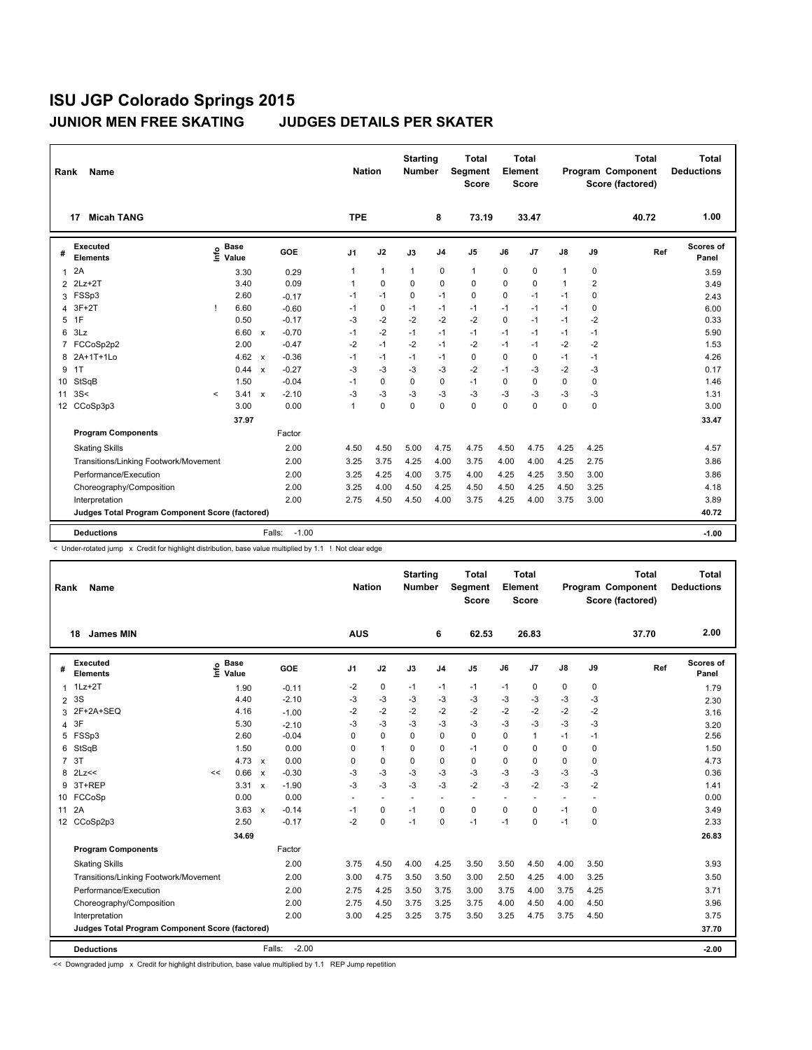# ISU JGP Colorado Springs 2015

## JUNIOR MEN FREE SKATING JUDGES DETAILS PER SKATER

| Rank | Name | Nation | Starting Number | Total Segment Score | Total Element Score | Total Program Component Score (factored) | Total Deductions |
|---|---|---|---|---|---|---|---|
| 17 | Micah TANG | TPE | 8 | 73.19 | 33.47 | 40.72 | 1.00 |

| # | Executed Elements | Info | Base Value | | GOE | J1 | J2 | J3 | J4 | J5 | J6 | J7 | J8 | J9 | Ref | Scores of Panel |
|---|---|---|---|---|---|---|---|---|---|---|---|---|---|---|---|---|
| 1 | 2A | | 3.30 | | 0.29 | 1 | 1 | 1 | 0 | 1 | 0 | 0 | 1 | 0 | | 3.59 |
| 2 | 2Lz+2T | | 3.40 | | 0.09 | 1 | 0 | 0 | 0 | 0 | 0 | 0 | 1 | 2 | | 3.49 |
| 3 | FSSp3 | | 2.60 | | -0.17 | -1 | -1 | 0 | -1 | 0 | 0 | -1 | -1 | 0 | | 2.43 |
| 4 | 3F+2T | ! | 6.60 | | -0.60 | -1 | 0 | -1 | -1 | -1 | -1 | -1 | -1 | 0 | | 6.00 |
| 5 | 1F | | 0.50 | | -0.17 | -3 | -2 | -2 | -2 | -2 | 0 | -1 | -1 | -2 | | 0.33 |
| 6 | 3Lz | | 6.60 | x | -0.70 | -1 | -2 | -1 | -1 | -1 | -1 | -1 | -1 | -1 | | 5.90 |
| 7 | FCCoSp2p2 | | 2.00 | | -0.47 | -2 | -1 | -2 | -1 | -2 | -1 | -1 | -2 | -2 | | 1.53 |
| 8 | 2A+1T+1Lo | | 4.62 | x | -0.36 | -1 | -1 | -1 | -1 | 0 | 0 | 0 | -1 | -1 | | 4.26 |
| 9 | 1T | | 0.44 | x | -0.27 | -3 | -3 | -3 | -3 | -2 | -1 | -3 | -2 | -3 | | 0.17 |
| 10 | StSqB | | 1.50 | | -0.04 | -1 | 0 | 0 | 0 | -1 | 0 | 0 | 0 | 0 | | 1.46 |
| 11 | 3S< | < | 3.41 | x | -2.10 | -3 | -3 | -3 | -3 | -3 | -3 | -3 | -3 | -3 | | 1.31 |
| 12 | CCoSp3p3 | | 3.00 | | 0.00 | 1 | 0 | 0 | 0 | 0 | 0 | 0 | 0 | 0 | | 3.00 |
| | | | 37.97 | | | | | | | | | | | | | 33.47 |
| | **Program Components** | | | | Factor | | | | | | | | | | | |
| | Skating Skills | | | | 2.00 | 4.50 | 4.50 | 5.00 | 4.75 | 4.75 | 4.50 | 4.75 | 4.25 | 4.25 | | 4.57 |
| | Transitions/Linking Footwork/Movement | | | | 2.00 | 3.25 | 3.75 | 4.25 | 4.00 | 3.75 | 4.00 | 4.00 | 4.25 | 2.75 | | 3.86 |
| | Performance/Execution | | | | 2.00 | 3.25 | 4.25 | 4.00 | 3.75 | 4.00 | 4.25 | 4.25 | 3.50 | 3.00 | | 3.86 |
| | Choreography/Composition | | | | 2.00 | 3.25 | 4.00 | 4.50 | 4.25 | 4.50 | 4.50 | 4.25 | 4.50 | 3.25 | | 4.18 |
| | Interpretation | | | | 2.00 | 2.75 | 4.50 | 4.50 | 4.00 | 3.75 | 4.25 | 4.00 | 3.75 | 3.00 | | 3.89 |
| | **Judges Total Program Component Score (factored)** | | | | | | | | | | | | | | | **40.72** |
| | **Deductions** | | | Falls: | -1.00 | | | | | | | | | | | **-1.00** |

< Under-rotated jump x Credit for highlight distribution, base value multiplied by 1.1 ! Not clear edge

| Rank | Name | Nation | Starting Number | Total Segment Score | Total Element Score | Total Program Component Score (factored) | Total Deductions |
|---|---|---|---|---|---|---|---|
| 18 | James MIN | AUS | 6 | 62.53 | 26.83 | 37.70 | 2.00 |

| # | Executed Elements | Info | Base Value | | GOE | J1 | J2 | J3 | J4 | J5 | J6 | J7 | J8 | J9 | Ref | Scores of Panel |
|---|---|---|---|---|---|---|---|---|---|---|---|---|---|---|---|---|
| 1 | 1Lz+2T | | 1.90 | | -0.11 | -2 | 0 | -1 | -1 | -1 | -1 | 0 | 0 | 0 | | 1.79 |
| 2 | 3S | | 4.40 | | -2.10 | -3 | -3 | -3 | -3 | -3 | -3 | -3 | -3 | -3 | | 2.30 |
| 3 | 2F+2A+SEQ | | 4.16 | | -1.00 | -2 | -2 | -2 | -2 | -2 | -2 | -2 | -2 | -2 | | 3.16 |
| 4 | 3F | | 5.30 | | -2.10 | -3 | -3 | -3 | -3 | -3 | -3 | -3 | -3 | -3 | | 3.20 |
| 5 | FSSp3 | | 2.60 | | -0.04 | 0 | 0 | 0 | 0 | 0 | 0 | 1 | -1 | -1 | | 2.56 |
| 6 | StSqB | | 1.50 | | 0.00 | 0 | 1 | 0 | 0 | -1 | 0 | 0 | 0 | 0 | | 1.50 |
| 7 | 3T | | 4.73 | x | 0.00 | 0 | 0 | 0 | 0 | 0 | 0 | 0 | 0 | 0 | | 4.73 |
| 8 | 2Lz<< | << | 0.66 | x | -0.30 | -3 | -3 | -3 | -3 | -3 | -3 | -3 | -3 | -3 | | 0.36 |
| 9 | 3T+REP | | 3.31 | x | -1.90 | -3 | -3 | -3 | -3 | -2 | -3 | -2 | -3 | -2 | | 1.41 |
| 10 | FCCoSp | | 0.00 | | 0.00 | - | - | - | - | - | - | - | - | - | | 0.00 |
| 11 | 2A | | 3.63 | x | -0.14 | -1 | 0 | -1 | 0 | 0 | 0 | 0 | -1 | 0 | | 3.49 |
| 12 | CCoSp2p3 | | 2.50 | | -0.17 | -2 | 0 | -1 | 0 | -1 | -1 | 0 | -1 | 0 | | 2.33 |
| | | | 34.69 | | | | | | | | | | | | | 26.83 |
| | **Program Components** | | | | Factor | | | | | | | | | | | |
| | Skating Skills | | | | 2.00 | 3.75 | 4.50 | 4.00 | 4.25 | 3.50 | 3.50 | 4.50 | 4.00 | 3.50 | | 3.93 |
| | Transitions/Linking Footwork/Movement | | | | 2.00 | 3.00 | 4.75 | 3.50 | 3.50 | 3.00 | 2.50 | 4.25 | 4.00 | 3.25 | | 3.50 |
| | Performance/Execution | | | | 2.00 | 2.75 | 4.25 | 3.50 | 3.75 | 3.00 | 3.75 | 4.00 | 3.75 | 4.25 | | 3.71 |
| | Choreography/Composition | | | | 2.00 | 2.75 | 4.50 | 3.75 | 3.25 | 3.75 | 4.00 | 4.50 | 4.00 | 4.50 | | 3.96 |
| | Interpretation | | | | 2.00 | 3.00 | 4.25 | 3.25 | 3.75 | 3.50 | 3.25 | 4.75 | 3.75 | 4.50 | | 3.75 |
| | **Judges Total Program Component Score (factored)** | | | | | | | | | | | | | | | **37.70** |
| | **Deductions** | | | Falls: | -2.00 | | | | | | | | | | | **-2.00** |

<< Downgraded jump x Credit for highlight distribution, base value multiplied by 1.1 REP Jump repetition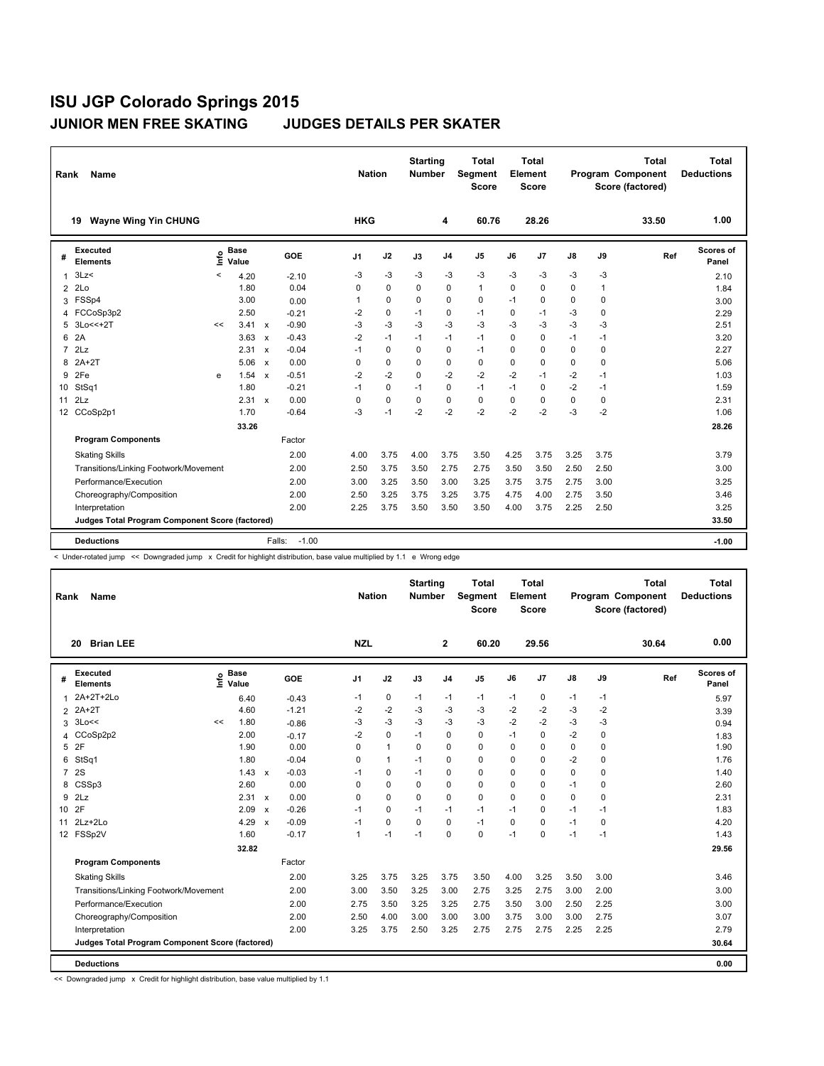# ISU JGP Colorado Springs 2015

## JUNIOR MEN FREE SKATING JUDGES DETAILS PER SKATER

| Rank | Name | Nation | Starting Number | Total Segment Score | Total Element Score | Total Program Component Score (factored) | Total Deductions |
|---|---|---|---|---|---|---|---|
| 19 | Wayne Wing Yin CHUNG | HKG | 4 | 60.76 | 28.26 | 33.50 | 1.00 |

| # | Executed Elements | Info | Base Value | | GOE | J1 | J2 | J3 | J4 | J5 | J6 | J7 | J8 | J9 | Ref | Scores of Panel |
|---|---|---|---|---|---|---|---|---|---|---|---|---|---|---|---|---|
| 1 | 3Lz< | < | 4.20 | | -2.10 | -3 | -3 | -3 | -3 | -3 | -3 | -3 | -3 | -3 | | 2.10 |
| 2 | 2Lo | | 1.80 | | 0.04 | 0 | 0 | 0 | 0 | 1 | 0 | 0 | 0 | 1 | | 1.84 |
| 3 | FSSp4 | | 3.00 | | 0.00 | 1 | 0 | 0 | 0 | 0 | -1 | 0 | 0 | 0 | | 3.00 |
| 4 | FCCoSp3p2 | | 2.50 | | -0.21 | -2 | 0 | -1 | 0 | -1 | 0 | -1 | -3 | 0 | | 2.29 |
| 5 | 3Lo<<+2T | << | 3.41 | x | -0.90 | -3 | -3 | -3 | -3 | -3 | -3 | -3 | -3 | -3 | | 2.51 |
| 6 | 2A | | 3.63 | x | -0.43 | -2 | -1 | -1 | -1 | -1 | 0 | 0 | -1 | -1 | | 3.20 |
| 7 | 2Lz | | 2.31 | x | -0.04 | -1 | 0 | 0 | 0 | -1 | 0 | 0 | 0 | 0 | | 2.27 |
| 8 | 2A+2T | | 5.06 | x | 0.00 | 0 | 0 | 0 | 0 | 0 | 0 | 0 | 0 | 0 | | 5.06 |
| 9 | 2Fe | e | 1.54 | x | -0.51 | -2 | -2 | 0 | -2 | -2 | -2 | -1 | -2 | -1 | | 1.03 |
| 10 | StSq1 | | 1.80 | | -0.21 | -1 | 0 | -1 | 0 | -1 | -1 | 0 | -2 | -1 | | 1.59 |
| 11 | 2Lz | | 2.31 | x | 0.00 | 0 | 0 | 0 | 0 | 0 | 0 | 0 | 0 | 0 | | 2.31 |
| 12 | CCoSp2p1 | | 1.70 | | -0.64 | -3 | -1 | -2 | -2 | -2 | -2 | -2 | -3 | -2 | | 1.06 |
| | | | 33.26 | | | | | | | | | | | | | 28.26 |
| | **Program Components** | | | | Factor | | | | | | | | | | | |
| | Skating Skills | | | | 2.00 | 4.00 | 3.75 | 4.00 | 3.75 | 3.50 | 4.25 | 3.75 | 3.25 | 3.75 | | 3.79 |
| | Transitions/Linking Footwork/Movement | | | | 2.00 | 2.50 | 3.75 | 3.50 | 2.75 | 2.75 | 3.50 | 3.50 | 2.50 | 2.50 | | 3.00 |
| | Performance/Execution | | | | 2.00 | 3.00 | 3.25 | 3.50 | 3.00 | 3.25 | 3.75 | 3.75 | 2.75 | 3.00 | | 3.25 |
| | Choreography/Composition | | | | 2.00 | 2.50 | 3.25 | 3.75 | 3.25 | 3.75 | 4.75 | 4.00 | 2.75 | 3.50 | | 3.46 |
| | Interpretation | | | | 2.00 | 2.25 | 3.75 | 3.50 | 3.50 | 3.50 | 4.00 | 3.75 | 2.25 | 2.50 | | 3.25 |
| | **Judges Total Program Component Score (factored)** | | | | | | | | | | | | | | | 33.50 |
| | **Deductions** | | | Falls: | -1.00 | | | | | | | | | | | -1.00 |

< Under-rotated jump << Downgraded jump x Credit for highlight distribution, base value multiplied by 1.1 e Wrong edge

| Rank | Name | Nation | Starting Number | Total Segment Score | Total Element Score | Total Program Component Score (factored) | Total Deductions |
|---|---|---|---|---|---|---|---|
| 20 | Brian LEE | NZL | 2 | 60.20 | 29.56 | 30.64 | 0.00 |

| # | Executed Elements | Info | Base Value | | GOE | J1 | J2 | J3 | J4 | J5 | J6 | J7 | J8 | J9 | Ref | Scores of Panel |
|---|---|---|---|---|---|---|---|---|---|---|---|---|---|---|---|---|
| 1 | 2A+2T+2Lo | | 6.40 | | -0.43 | -1 | 0 | -1 | -1 | -1 | -1 | 0 | -1 | -1 | | 5.97 |
| 2 | 2A+2T | | 4.60 | | -1.21 | -2 | -2 | -3 | -3 | -3 | -2 | -2 | -3 | -2 | | 3.39 |
| 3 | 3Lo<< | << | 1.80 | | -0.86 | -3 | -3 | -3 | -3 | -3 | -2 | -2 | -3 | -3 | | 0.94 |
| 4 | CCoSp2p2 | | 2.00 | | -0.17 | -2 | 0 | -1 | 0 | 0 | -1 | 0 | -2 | 0 | | 1.83 |
| 5 | 2F | | 1.90 | | 0.00 | 0 | 1 | 0 | 0 | 0 | 0 | 0 | 0 | 0 | | 1.90 |
| 6 | StSq1 | | 1.80 | | -0.04 | 0 | 1 | -1 | 0 | 0 | 0 | 0 | -2 | 0 | | 1.76 |
| 7 | 2S | | 1.43 | x | -0.03 | -1 | 0 | -1 | 0 | 0 | 0 | 0 | 0 | 0 | | 1.40 |
| 8 | CSSp3 | | 2.60 | | 0.00 | 0 | 0 | 0 | 0 | 0 | 0 | 0 | -1 | 0 | | 2.60 |
| 9 | 2Lz | | 2.31 | x | 0.00 | 0 | 0 | 0 | 0 | 0 | 0 | 0 | 0 | 0 | | 2.31 |
| 10 | 2F | | 2.09 | x | -0.26 | -1 | 0 | -1 | -1 | -1 | -1 | 0 | -1 | -1 | | 1.83 |
| 11 | 2Lz+2Lo | | 4.29 | x | -0.09 | -1 | 0 | 0 | 0 | -1 | 0 | 0 | -1 | 0 | | 4.20 |
| 12 | FSSp2V | | 1.60 | | -0.17 | 1 | -1 | -1 | 0 | 0 | -1 | 0 | -1 | -1 | | 1.43 |
| | | | 32.82 | | | | | | | | | | | | | 29.56 |
| | **Program Components** | | | | Factor | | | | | | | | | | | |
| | Skating Skills | | | | 2.00 | 3.25 | 3.75 | 3.25 | 3.75 | 3.50 | 4.00 | 3.25 | 3.50 | 3.00 | | 3.46 |
| | Transitions/Linking Footwork/Movement | | | | 2.00 | 3.00 | 3.50 | 3.25 | 3.00 | 2.75 | 3.25 | 2.75 | 3.00 | 2.00 | | 3.00 |
| | Performance/Execution | | | | 2.00 | 2.75 | 3.50 | 3.25 | 3.25 | 2.75 | 3.50 | 3.00 | 2.50 | 2.25 | | 3.00 |
| | Choreography/Composition | | | | 2.00 | 2.50 | 4.00 | 3.00 | 3.00 | 3.00 | 3.75 | 3.00 | 3.00 | 2.75 | | 3.07 |
| | Interpretation | | | | 2.00 | 3.25 | 3.75 | 2.50 | 3.25 | 2.75 | 2.75 | 2.75 | 2.25 | 2.25 | | 2.79 |
| | **Judges Total Program Component Score (factored)** | | | | | | | | | | | | | | | 30.64 |
| | **Deductions** | | | | | | | | | | | | | | | 0.00 |

<< Downgraded jump x Credit for highlight distribution, base value multiplied by 1.1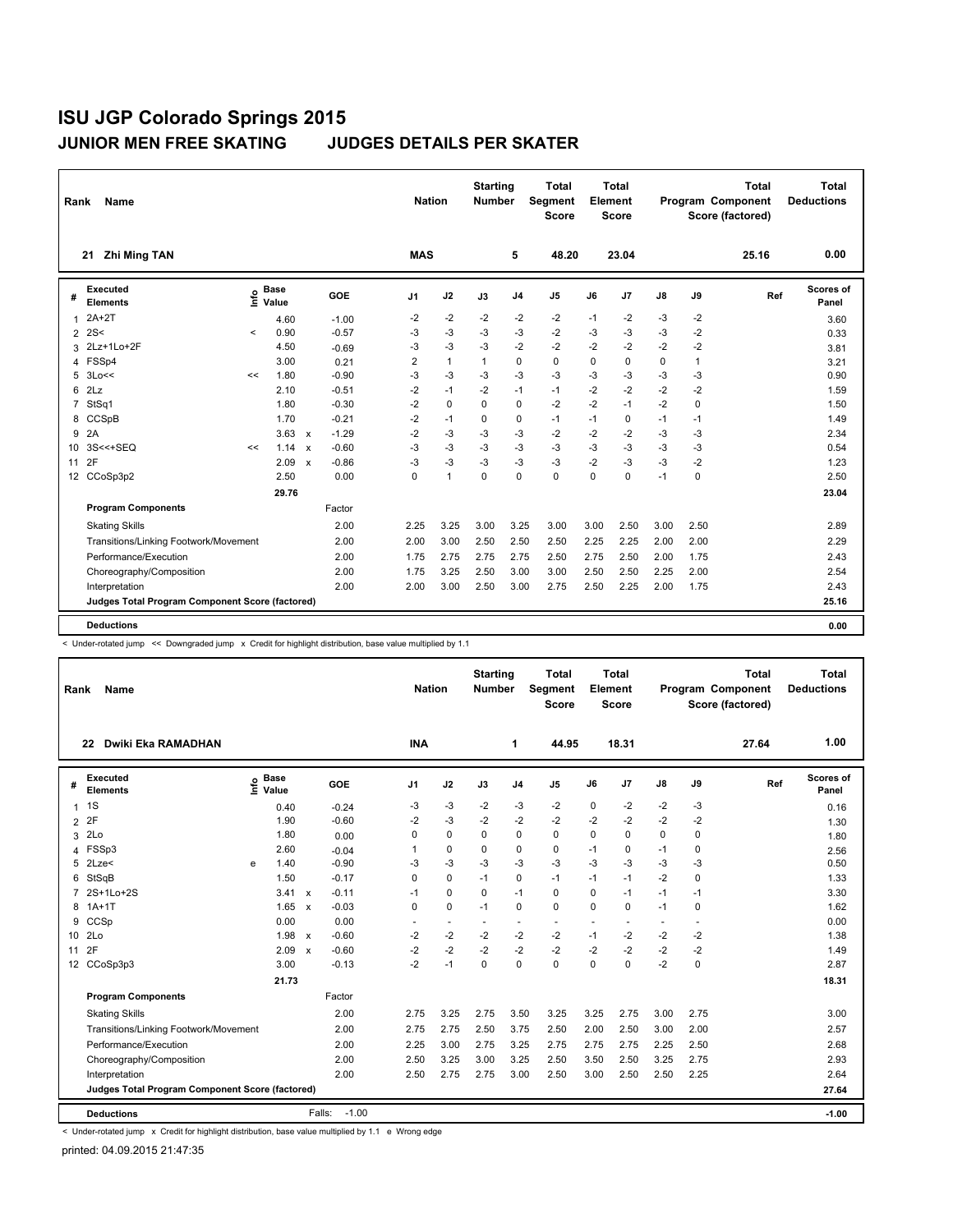# ISU JGP Colorado Springs 2015

## JUNIOR MEN FREE SKATING JUDGES DETAILS PER SKATER

| Rank | Name | Nation | Starting Number | Total Segment Score | Total Element Score | Total Program Component Score (factored) | Total Deductions |
|---|---|---|---|---|---|---|---|
| 21 | Zhi Ming TAN | MAS | 5 | 48.20 | 23.04 | 25.16 | 0.00 |

| # | Executed Elements | Info | Base Value | | GOE | J1 | J2 | J3 | J4 | J5 | J6 | J7 | J8 | J9 | Ref | Scores of Panel |
|---|---|---|---|---|---|---|---|---|---|---|---|---|---|---|---|---|
| 1 | 2A+2T | | 4.60 | | -1.00 | -2 | -2 | -2 | -2 | -2 | -1 | -2 | -3 | -2 | | 3.60 |
| 2 | 2S< | < | 0.90 | | -0.57 | -3 | -3 | -3 | -3 | -2 | -3 | -3 | -3 | -2 | | 0.33 |
| 3 | 2Lz+1Lo+2F | | 4.50 | | -0.69 | -3 | -3 | -3 | -2 | -2 | -2 | -2 | -2 | -2 | | 3.81 |
| 4 | FSSp4 | | 3.00 | | 0.21 | 2 | 1 | 1 | 0 | 0 | 0 | 0 | 0 | 1 | | 3.21 |
| 5 | 3Lo<< | << | 1.80 | | -0.90 | -3 | -3 | -3 | -3 | -3 | -3 | -3 | -3 | -3 | | 0.90 |
| 6 | 2Lz | | 2.10 | | -0.51 | -2 | -1 | -2 | -1 | -1 | -2 | -2 | -2 | -2 | | 1.59 |
| 7 | StSq1 | | 1.80 | | -0.30 | -2 | 0 | 0 | 0 | -2 | -2 | -1 | -2 | 0 | | 1.50 |
| 8 | CCSpB | | 1.70 | | -0.21 | -2 | -1 | 0 | 0 | -1 | -1 | 0 | -1 | -1 | | 1.49 |
| 9 | 2A | | 3.63 | x | -1.29 | -2 | -3 | -3 | -3 | -2 | -2 | -2 | -3 | -3 | | 2.34 |
| 10 | 3S<<+SEQ | << | 1.14 | x | -0.60 | -3 | -3 | -3 | -3 | -3 | -3 | -3 | -3 | -3 | | 0.54 |
| 11 | 2F | | 2.09 | x | -0.86 | -3 | -3 | -3 | -3 | -3 | -2 | -3 | -3 | -2 | | 1.23 |
| 12 | CCoSp3p2 | | 2.50 | | 0.00 | 0 | 1 | 0 | 0 | 0 | 0 | 0 | -1 | 0 | | 2.50 |
| | | | 29.76 | | | | | | | | | | | | | 23.04 |
| | **Program Components** | | | | Factor | | | | | | | | | | | |
| | Skating Skills | | | | 2.00 | 2.25 | 3.25 | 3.00 | 3.25 | 3.00 | 3.00 | 2.50 | 3.00 | 2.50 | | 2.89 |
| | Transitions/Linking Footwork/Movement | | | | 2.00 | 2.00 | 3.00 | 2.50 | 2.50 | 2.50 | 2.25 | 2.25 | 2.00 | 2.00 | | 2.29 |
| | Performance/Execution | | | | 2.00 | 1.75 | 2.75 | 2.75 | 2.75 | 2.50 | 2.75 | 2.50 | 2.00 | 1.75 | | 2.43 |
| | Choreography/Composition | | | | 2.00 | 1.75 | 3.25 | 2.50 | 3.00 | 3.00 | 2.50 | 2.50 | 2.25 | 2.00 | | 2.54 |
| | Interpretation | | | | 2.00 | 2.00 | 3.00 | 2.50 | 3.00 | 2.75 | 2.50 | 2.25 | 2.00 | 1.75 | | 2.43 |
| | **Judges Total Program Component Score (factored)** | | | | | | | | | | | | | | | 25.16 |
| | **Deductions** | | | | | | | | | | | | | | | 0.00 |

< Under-rotated jump << Downgraded jump x Credit for highlight distribution, base value multiplied by 1.1

| Rank | Name | Nation | Starting Number | Total Segment Score | Total Element Score | Total Program Component Score (factored) | Total Deductions |
|---|---|---|---|---|---|---|---|
| 22 | Dwiki Eka RAMADHAN | INA | 1 | 44.95 | 18.31 | 27.64 | 1.00 |

| # | Executed Elements | Info | Base Value | | GOE | J1 | J2 | J3 | J4 | J5 | J6 | J7 | J8 | J9 | Ref | Scores of Panel |
|---|---|---|---|---|---|---|---|---|---|---|---|---|---|---|---|---|
| 1 | 1S | | 0.40 | | -0.24 | -3 | -3 | -2 | -3 | -2 | 0 | -2 | -2 | -3 | | 0.16 |
| 2 | 2F | | 1.90 | | -0.60 | -2 | -3 | -2 | -2 | -2 | -2 | -2 | -2 | -2 | | 1.30 |
| 3 | 2Lo | | 1.80 | | 0.00 | 0 | 0 | 0 | 0 | 0 | 0 | 0 | 0 | 0 | | 1.80 |
| 4 | FSSp3 | | 2.60 | | -0.04 | 1 | 0 | 0 | 0 | 0 | -1 | 0 | -1 | 0 | | 2.56 |
| 5 | 2Lze< | e | 1.40 | | -0.90 | -3 | -3 | -3 | -3 | -3 | -3 | -3 | -3 | -3 | | 0.50 |
| 6 | StSqB | | 1.50 | | -0.17 | 0 | 0 | -1 | 0 | -1 | -1 | -1 | -2 | 0 | | 1.33 |
| 7 | 2S+1Lo+2S | | 3.41 | x | -0.11 | -1 | 0 | 0 | -1 | 0 | 0 | -1 | -1 | -1 | | 3.30 |
| 8 | 1A+1T | | 1.65 | x | -0.03 | 0 | 0 | -1 | 0 | 0 | 0 | 0 | -1 | 0 | | 1.62 |
| 9 | CCSp | | 0.00 | | 0.00 | - | - | - | - | - | - | - | - | - | | 0.00 |
| 10 | 2Lo | | 1.98 | x | -0.60 | -2 | -2 | -2 | -2 | -2 | -1 | -2 | -2 | -2 | | 1.38 |
| 11 | 2F | | 2.09 | x | -0.60 | -2 | -2 | -2 | -2 | -2 | -2 | -2 | -2 | -2 | | 1.49 |
| 12 | CCoSp3p3 | | 3.00 | | -0.13 | -2 | -1 | 0 | 0 | 0 | 0 | 0 | -2 | 0 | | 2.87 |
| | | | 21.73 | | | | | | | | | | | | | 18.31 |
| | **Program Components** | | | | Factor | | | | | | | | | | | |
| | Skating Skills | | | | 2.00 | 2.75 | 3.25 | 2.75 | 3.50 | 3.25 | 3.25 | 2.75 | 3.00 | 2.75 | | 3.00 |
| | Transitions/Linking Footwork/Movement | | | | 2.00 | 2.75 | 2.75 | 2.50 | 3.75 | 2.50 | 2.00 | 2.50 | 3.00 | 2.00 | | 2.57 |
| | Performance/Execution | | | | 2.00 | 2.25 | 3.00 | 2.75 | 3.25 | 2.75 | 2.75 | 2.75 | 2.25 | 2.50 | | 2.68 |
| | Choreography/Composition | | | | 2.00 | 2.50 | 3.25 | 3.00 | 3.25 | 2.50 | 3.50 | 2.50 | 3.25 | 2.75 | | 2.93 |
| | Interpretation | | | | 2.00 | 2.50 | 2.75 | 2.75 | 3.00 | 2.50 | 3.00 | 2.50 | 2.50 | 2.25 | | 2.64 |
| | **Judges Total Program Component Score (factored)** | | | | | | | | | | | | | | | 27.64 |
| | **Deductions** | | | Falls: | -1.00 | | | | | | | | | | | -1.00 |

< Under-rotated jump x Credit for highlight distribution, base value multiplied by 1.1 e Wrong edge

printed: 04.09.2015 21:47:35